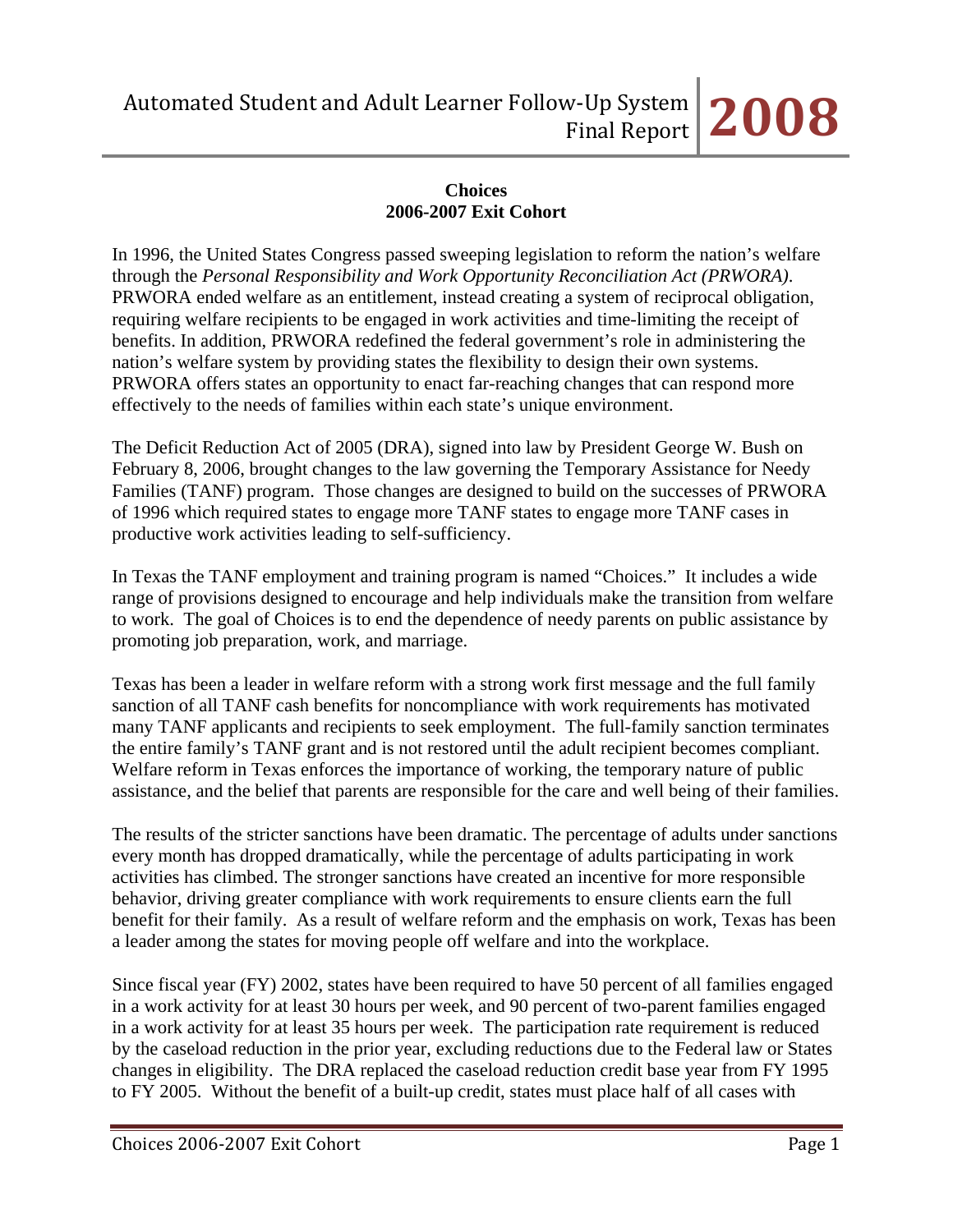**Choices**
**2006-2007 Exit Cohort**

In 1996, the United States Congress passed sweeping legislation to reform the nation's welfare through the *Personal Responsibility and Work Opportunity Reconciliation Act (PRWORA)*. PRWORA ended welfare as an entitlement, instead creating a system of reciprocal obligation, requiring welfare recipients to be engaged in work activities and time-limiting the receipt of benefits. In addition, PRWORA redefined the federal government's role in administering the nation's welfare system by providing states the flexibility to design their own systems. PRWORA offers states an opportunity to enact far-reaching changes that can respond more effectively to the needs of families within each state's unique environment.

The Deficit Reduction Act of 2005 (DRA), signed into law by President George W. Bush on February 8, 2006, brought changes to the law governing the Temporary Assistance for Needy Families (TANF) program. Those changes are designed to build on the successes of PRWORA of 1996 which required states to engage more TANF states to engage more TANF cases in productive work activities leading to self-sufficiency.

In Texas the TANF employment and training program is named "Choices." It includes a wide range of provisions designed to encourage and help individuals make the transition from welfare to work. The goal of Choices is to end the dependence of needy parents on public assistance by promoting job preparation, work, and marriage.

Texas has been a leader in welfare reform with a strong work first message and the full family sanction of all TANF cash benefits for noncompliance with work requirements has motivated many TANF applicants and recipients to seek employment. The full-family sanction terminates the entire family's TANF grant and is not restored until the adult recipient becomes compliant. Welfare reform in Texas enforces the importance of working, the temporary nature of public assistance, and the belief that parents are responsible for the care and well being of their families.

The results of the stricter sanctions have been dramatic. The percentage of adults under sanctions every month has dropped dramatically, while the percentage of adults participating in work activities has climbed. The stronger sanctions have created an incentive for more responsible behavior, driving greater compliance with work requirements to ensure clients earn the full benefit for their family. As a result of welfare reform and the emphasis on work, Texas has been a leader among the states for moving people off welfare and into the workplace.

Since fiscal year (FY) 2002, states have been required to have 50 percent of all families engaged in a work activity for at least 30 hours per week, and 90 percent of two-parent families engaged in a work activity for at least 35 hours per week. The participation rate requirement is reduced by the caseload reduction in the prior year, excluding reductions due to the Federal law or States changes in eligibility. The DRA replaced the caseload reduction credit base year from FY 1995 to FY 2005. Without the benefit of a built-up credit, states must place half of all cases with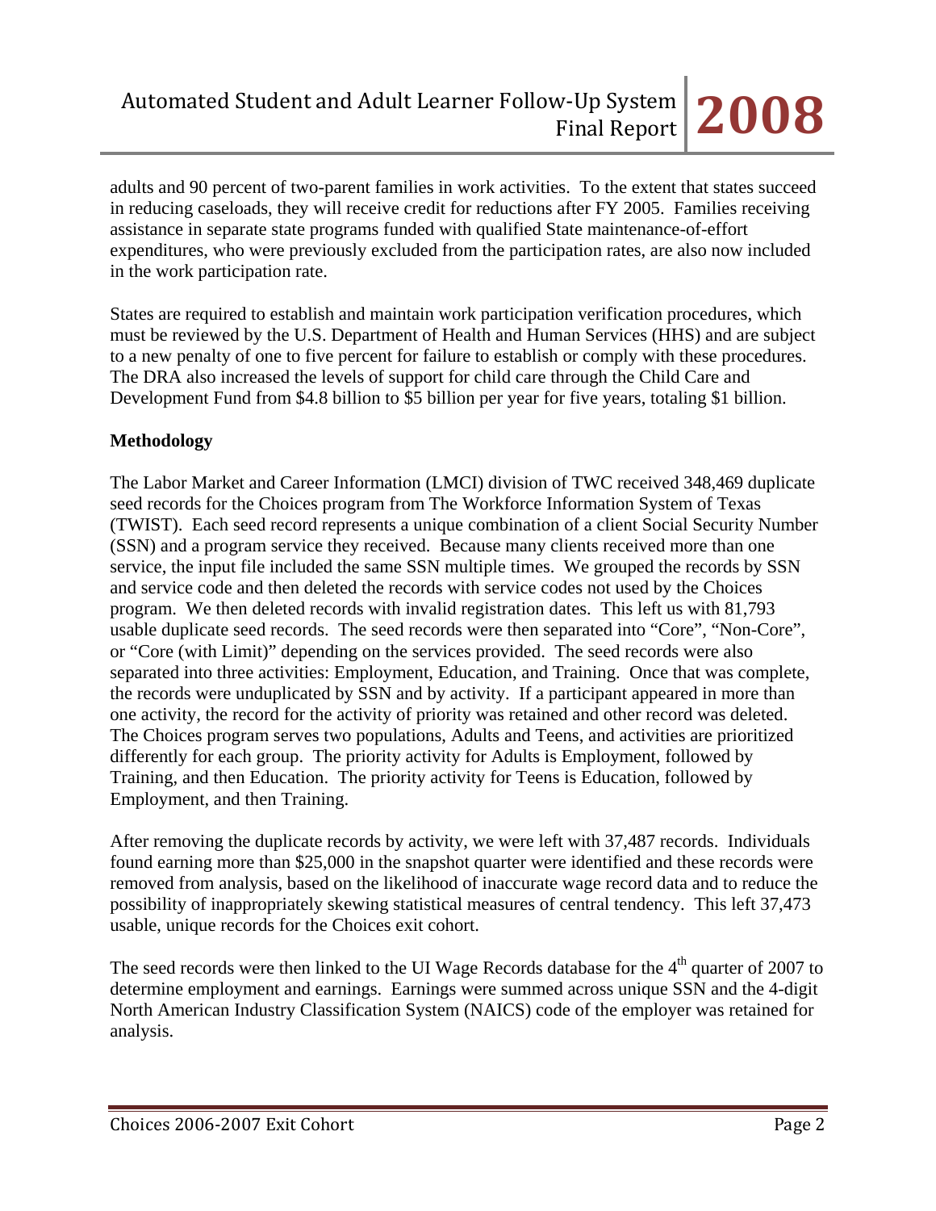adults and 90 percent of two-parent families in work activities. To the extent that states succeed in reducing caseloads, they will receive credit for reductions after FY 2005. Families receiving assistance in separate state programs funded with qualified State maintenance-of-effort expenditures, who were previously excluded from the participation rates, are also now included in the work participation rate.

States are required to establish and maintain work participation verification procedures, which must be reviewed by the U.S. Department of Health and Human Services (HHS) and are subject to a new penalty of one to five percent for failure to establish or comply with these procedures. The DRA also increased the levels of support for child care through the Child Care and Development Fund from $4.8 billion to $5 billion per year for five years, totaling $1 billion.

**Methodology**

The Labor Market and Career Information (LMCI) division of TWC received 348,469 duplicate seed records for the Choices program from The Workforce Information System of Texas (TWIST). Each seed record represents a unique combination of a client Social Security Number (SSN) and a program service they received. Because many clients received more than one service, the input file included the same SSN multiple times. We grouped the records by SSN and service code and then deleted the records with service codes not used by the Choices program. We then deleted records with invalid registration dates. This left us with 81,793 usable duplicate seed records. The seed records were then separated into "Core", "Non-Core", or "Core (with Limit)" depending on the services provided. The seed records were also separated into three activities: Employment, Education, and Training. Once that was complete, the records were unduplicated by SSN and by activity. If a participant appeared in more than one activity, the record for the activity of priority was retained and other record was deleted. The Choices program serves two populations, Adults and Teens, and activities are prioritized differently for each group. The priority activity for Adults is Employment, followed by Training, and then Education. The priority activity for Teens is Education, followed by Employment, and then Training.

After removing the duplicate records by activity, we were left with 37,487 records. Individuals found earning more than $25,000 in the snapshot quarter were identified and these records were removed from analysis, based on the likelihood of inaccurate wage record data and to reduce the possibility of inappropriately skewing statistical measures of central tendency. This left 37,473 usable, unique records for the Choices exit cohort.

The seed records were then linked to the UI Wage Records database for the 4th quarter of 2007 to determine employment and earnings. Earnings were summed across unique SSN and the 4-digit North American Industry Classification System (NAICS) code of the employer was retained for analysis.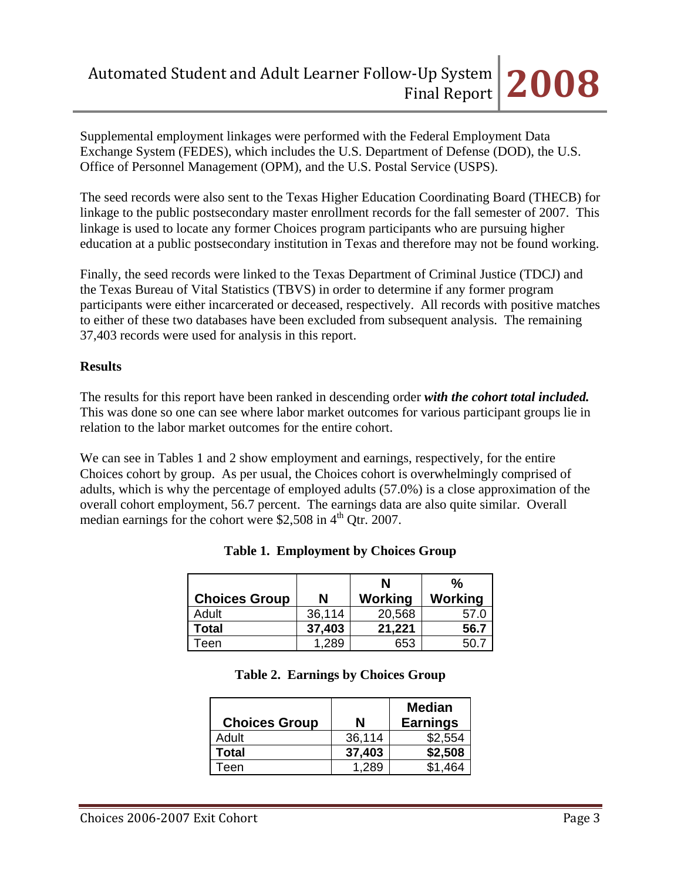Supplemental employment linkages were performed with the Federal Employment Data Exchange System (FEDES), which includes the U.S. Department of Defense (DOD), the U.S. Office of Personnel Management (OPM), and the U.S. Postal Service (USPS).

The seed records were also sent to the Texas Higher Education Coordinating Board (THECB) for linkage to the public postsecondary master enrollment records for the fall semester of 2007. This linkage is used to locate any former Choices program participants who are pursuing higher education at a public postsecondary institution in Texas and therefore may not be found working.

Finally, the seed records were linked to the Texas Department of Criminal Justice (TDCJ) and the Texas Bureau of Vital Statistics (TBVS) in order to determine if any former program participants were either incarcerated or deceased, respectively. All records with positive matches to either of these two databases have been excluded from subsequent analysis. The remaining 37,403 records were used for analysis in this report.

**Results**

The results for this report have been ranked in descending order ***with the cohort total included.*** This was done so one can see where labor market outcomes for various participant groups lie in relation to the labor market outcomes for the entire cohort.

We can see in Tables 1 and 2 show employment and earnings, respectively, for the entire Choices cohort by group. As per usual, the Choices cohort is overwhelmingly comprised of adults, which is why the percentage of employed adults (57.0%) is a close approximation of the overall cohort employment, 56.7 percent. The earnings data are also quite similar. Overall median earnings for the cohort were $2,508 in 4th Qtr. 2007.

**Table 1. Employment by Choices Group**

| Choices Group | N | N Working | % Working |
|---|---|---|---|
| Adult | 36,114 | 20,568 | 57.0 |
| **Total** | **37,403** | **21,221** | **56.7** |
| Teen | 1,289 | 653 | 50.7 |

**Table 2. Earnings by Choices Group**

| Choices Group | N | Median Earnings |
|---|---|---|
| Adult | 36,114 | $2,554 |
| **Total** | **37,403** | **$2,508** |
| Teen | 1,289 | $1,464 |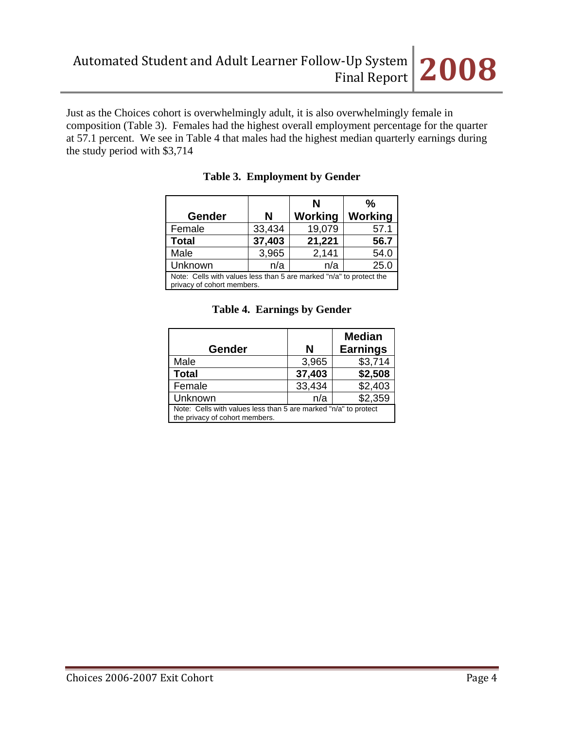Just as the Choices cohort is overwhelmingly adult, it is also overwhelmingly female in composition (Table 3). Females had the highest overall employment percentage for the quarter at 57.1 percent. We see in Table 4 that males had the highest median quarterly earnings during the study period with $3,714

**Table 3. Employment by Gender**

| Gender | N | N Working | % Working |
|---|---|---|---|
| Female | 33,434 | 19,079 | 57.1 |
| **Total** | **37,403** | **21,221** | **56.7** |
| Male | 3,965 | 2,141 | 54.0 |
| Unknown | n/a | n/a | 25.0 |

Note: Cells with values less than 5 are marked "n/a" to protect the privacy of cohort members.

**Table 4. Earnings by Gender**

| Gender | N | Median Earnings |
|---|---|---|
| Male | 3,965 | $3,714 |
| **Total** | **37,403** | **$2,508** |
| Female | 33,434 | $2,403 |
| Unknown | n/a | $2,359 |

Note: Cells with values less than 5 are marked "n/a" to protect the privacy of cohort members.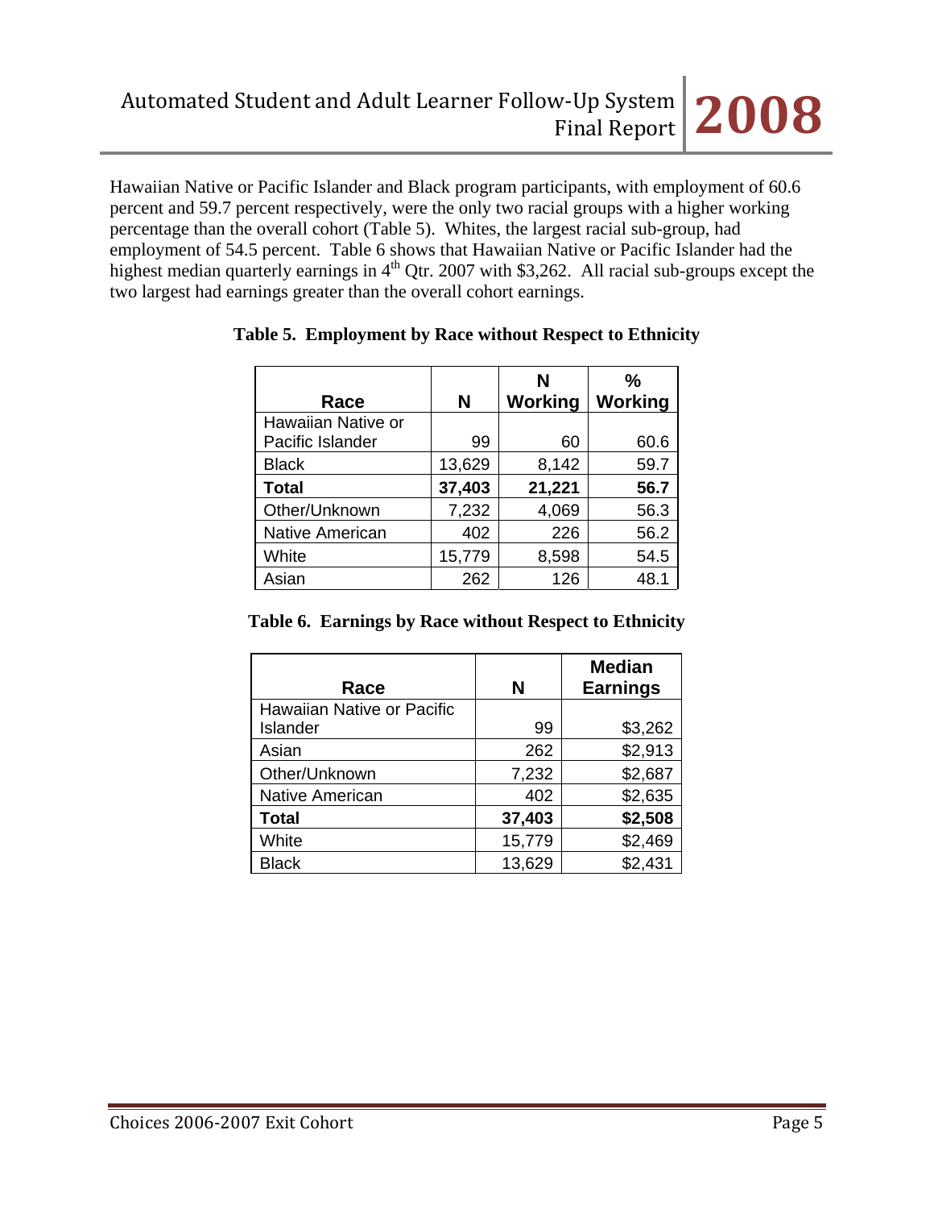Hawaiian Native or Pacific Islander and Black program participants, with employment of 60.6 percent and 59.7 percent respectively, were the only two racial groups with a higher working percentage than the overall cohort (Table 5). Whites, the largest racial sub-group, had employment of 54.5 percent. Table 6 shows that Hawaiian Native or Pacific Islander had the highest median quarterly earnings in 4th Qtr. 2007 with $3,262. All racial sub-groups except the two largest had earnings greater than the overall cohort earnings.

**Table 5. Employment by Race without Respect to Ethnicity**

| Race | N | N Working | % Working |
|---|---|---|---|
| Hawaiian Native or Pacific Islander | 99 | 60 | 60.6 |
| Black | 13,629 | 8,142 | 59.7 |
| **Total** | **37,403** | **21,221** | **56.7** |
| Other/Unknown | 7,232 | 4,069 | 56.3 |
| Native American | 402 | 226 | 56.2 |
| White | 15,779 | 8,598 | 54.5 |
| Asian | 262 | 126 | 48.1 |

**Table 6. Earnings by Race without Respect to Ethnicity**

| Race | N | Median Earnings |
|---|---|---|
| Hawaiian Native or Pacific Islander | 99 | $3,262 |
| Asian | 262 | $2,913 |
| Other/Unknown | 7,232 | $2,687 |
| Native American | 402 | $2,635 |
| **Total** | **37,403** | **$2,508** |
| White | 15,779 | $2,469 |
| Black | 13,629 | $2,431 |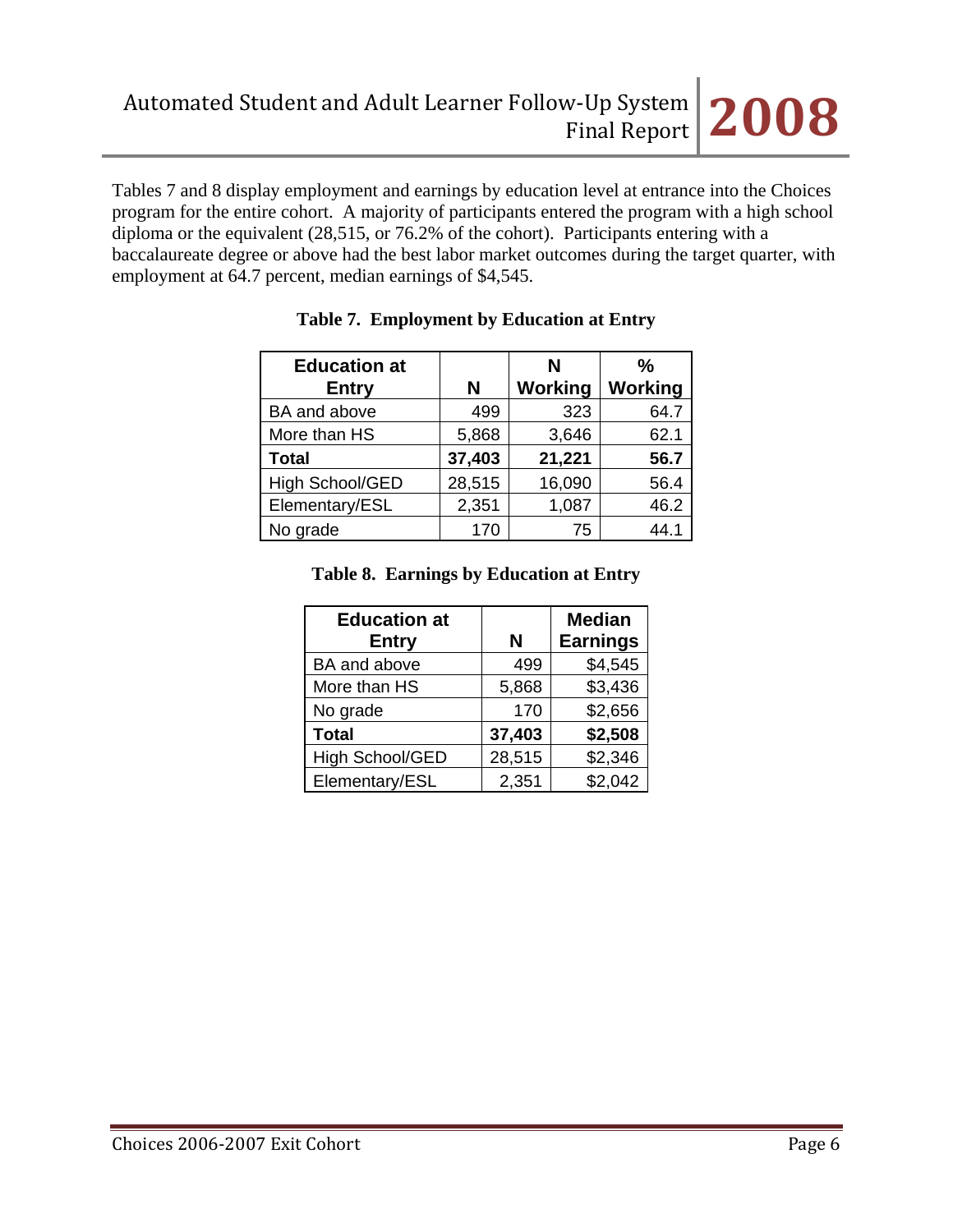Tables 7 and 8 display employment and earnings by education level at entrance into the Choices program for the entire cohort. A majority of participants entered the program with a high school diploma or the equivalent (28,515, or 76.2% of the cohort). Participants entering with a baccalaureate degree or above had the best labor market outcomes during the target quarter, with employment at 64.7 percent, median earnings of $4,545.

**Table 7. Employment by Education at Entry**

| Education at Entry | N | N Working | % Working |
|---|---|---|---|
| BA and above | 499 | 323 | 64.7 |
| More than HS | 5,868 | 3,646 | 62.1 |
| **Total** | **37,403** | **21,221** | **56.7** |
| High School/GED | 28,515 | 16,090 | 56.4 |
| Elementary/ESL | 2,351 | 1,087 | 46.2 |
| No grade | 170 | 75 | 44.1 |

**Table 8. Earnings by Education at Entry**

| Education at Entry | N | Median Earnings |
|---|---|---|
| BA and above | 499 | $4,545 |
| More than HS | 5,868 | $3,436 |
| No grade | 170 | $2,656 |
| **Total** | **37,403** | **$2,508** |
| High School/GED | 28,515 | $2,346 |
| Elementary/ESL | 2,351 | $2,042 |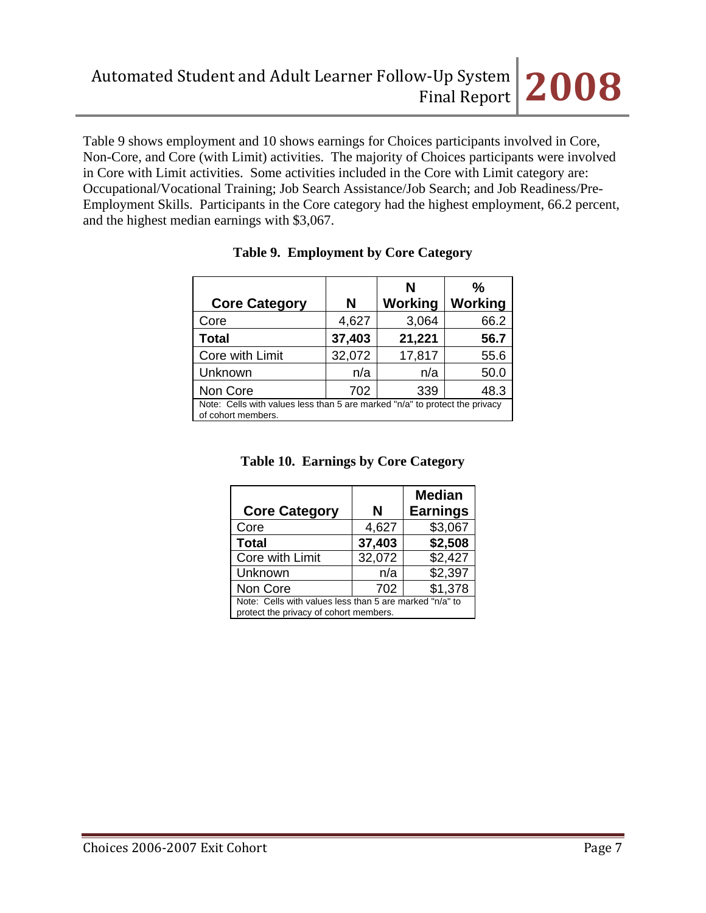Table 9 shows employment and 10 shows earnings for Choices participants involved in Core, Non-Core, and Core (with Limit) activities. The majority of Choices participants were involved in Core with Limit activities. Some activities included in the Core with Limit category are: Occupational/Vocational Training; Job Search Assistance/Job Search; and Job Readiness/Pre-Employment Skills. Participants in the Core category had the highest employment, 66.2 percent, and the highest median earnings with $3,067.

**Table 9. Employment by Core Category**

| Core Category | N | N Working | % Working |
|---|---|---|---|
| Core | 4,627 | 3,064 | 66.2 |
| **Total** | **37,403** | **21,221** | **56.7** |
| Core with Limit | 32,072 | 17,817 | 55.6 |
| Unknown | n/a | n/a | 50.0 |
| Non Core | 702 | 339 | 48.3 |

Note: Cells with values less than 5 are marked "n/a" to protect the privacy of cohort members.

**Table 10. Earnings by Core Category**

| Core Category | N | Median Earnings |
|---|---|---|
| Core | 4,627 | $3,067 |
| **Total** | **37,403** | **$2,508** |
| Core with Limit | 32,072 | $2,427 |
| Unknown | n/a | $2,397 |
| Non Core | 702 | $1,378 |

Note: Cells with values less than 5 are marked "n/a" to protect the privacy of cohort members.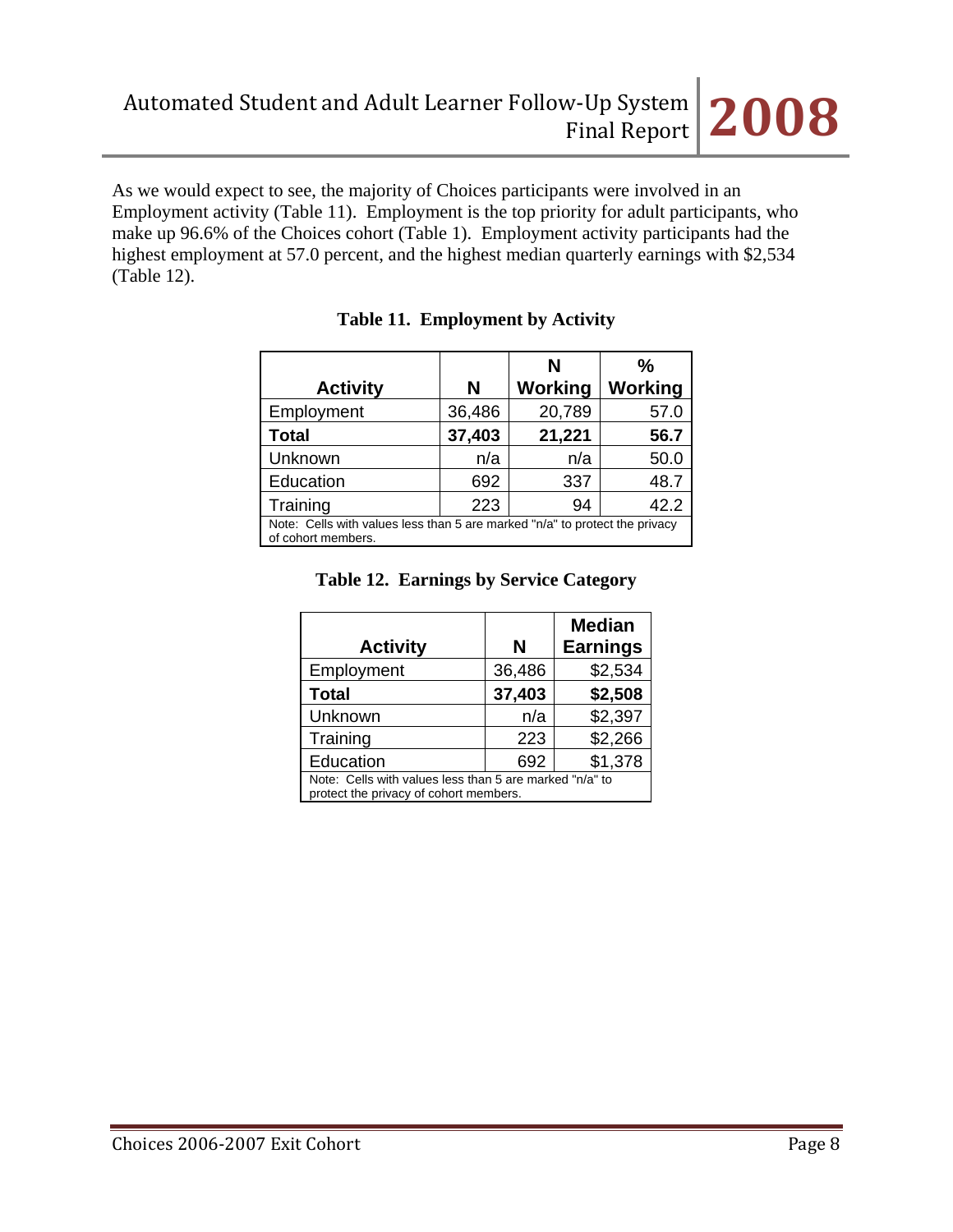As we would expect to see, the majority of Choices participants were involved in an Employment activity (Table 11). Employment is the top priority for adult participants, who make up 96.6% of the Choices cohort (Table 1). Employment activity participants had the highest employment at 57.0 percent, and the highest median quarterly earnings with $2,534 (Table 12).

**Table 11. Employment by Activity**

| Activity | N | N Working | % Working |
|---|---|---|---|
| Employment | 36,486 | 20,789 | 57.0 |
| **Total** | **37,403** | **21,221** | **56.7** |
| Unknown | n/a | n/a | 50.0 |
| Education | 692 | 337 | 48.7 |
| Training | 223 | 94 | 42.2 |

Note: Cells with values less than 5 are marked "n/a" to protect the privacy of cohort members.

**Table 12. Earnings by Service Category**

| Activity | N | Median Earnings |
|---|---|---|
| Employment | 36,486 | $2,534 |
| **Total** | **37,403** | **$2,508** |
| Unknown | n/a | $2,397 |
| Training | 223 | $2,266 |
| Education | 692 | $1,378 |

Note: Cells with values less than 5 are marked "n/a" to protect the privacy of cohort members.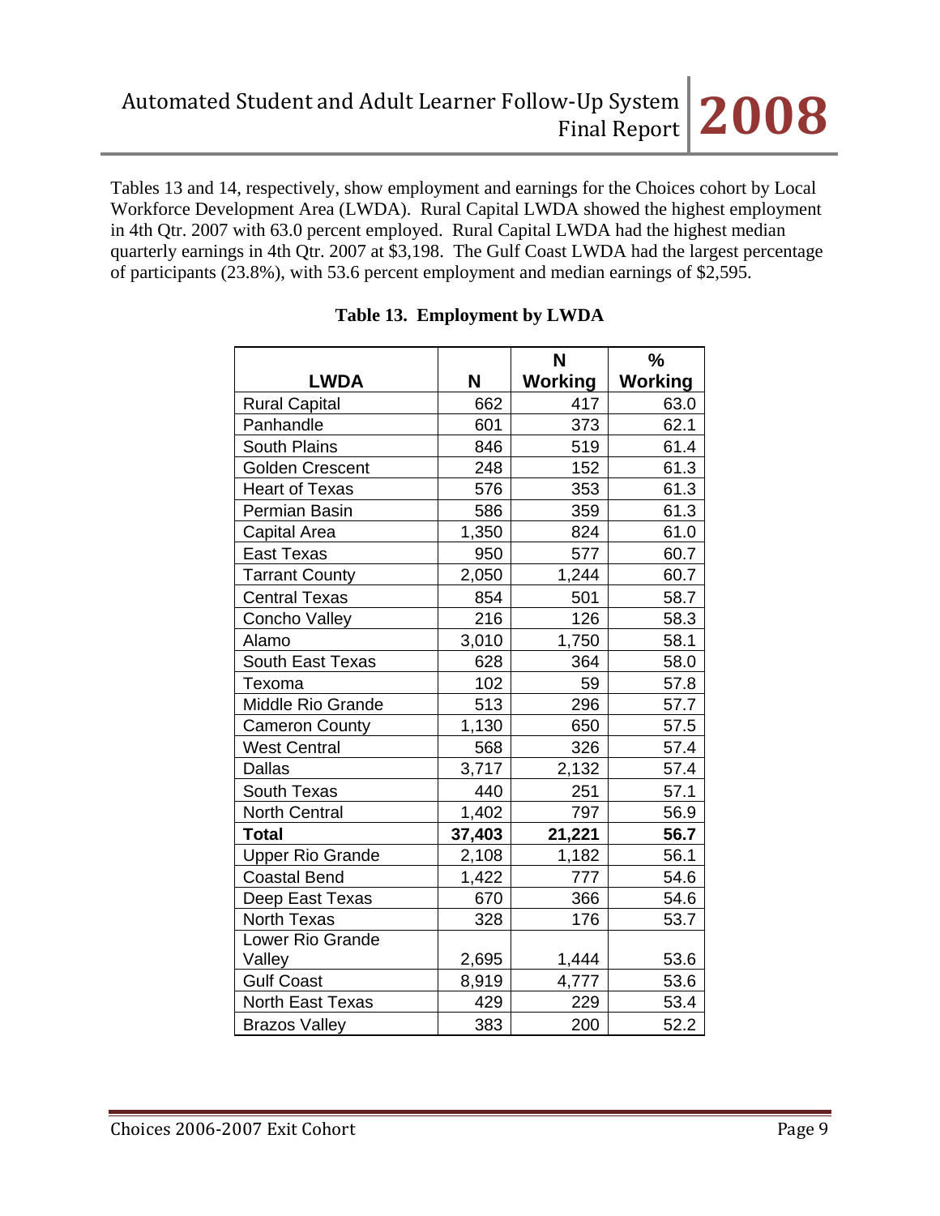Tables 13 and 14, respectively, show employment and earnings for the Choices cohort by Local Workforce Development Area (LWDA). Rural Capital LWDA showed the highest employment in 4th Qtr. 2007 with 63.0 percent employed. Rural Capital LWDA had the highest median quarterly earnings in 4th Qtr. 2007 at $3,198. The Gulf Coast LWDA had the largest percentage of participants (23.8%), with 53.6 percent employment and median earnings of $2,595.

**Table 13. Employment by LWDA**

| LWDA | N | N Working | % Working |
|---|---|---|---|
| Rural Capital | 662 | 417 | 63.0 |
| Panhandle | 601 | 373 | 62.1 |
| South Plains | 846 | 519 | 61.4 |
| Golden Crescent | 248 | 152 | 61.3 |
| Heart of Texas | 576 | 353 | 61.3 |
| Permian Basin | 586 | 359 | 61.3 |
| Capital Area | 1,350 | 824 | 61.0 |
| East Texas | 950 | 577 | 60.7 |
| Tarrant County | 2,050 | 1,244 | 60.7 |
| Central Texas | 854 | 501 | 58.7 |
| Concho Valley | 216 | 126 | 58.3 |
| Alamo | 3,010 | 1,750 | 58.1 |
| South East Texas | 628 | 364 | 58.0 |
| Texoma | 102 | 59 | 57.8 |
| Middle Rio Grande | 513 | 296 | 57.7 |
| Cameron County | 1,130 | 650 | 57.5 |
| West Central | 568 | 326 | 57.4 |
| Dallas | 3,717 | 2,132 | 57.4 |
| South Texas | 440 | 251 | 57.1 |
| North Central | 1,402 | 797 | 56.9 |
| **Total** | **37,403** | **21,221** | **56.7** |
| Upper Rio Grande | 2,108 | 1,182 | 56.1 |
| Coastal Bend | 1,422 | 777 | 54.6 |
| Deep East Texas | 670 | 366 | 54.6 |
| North Texas | 328 | 176 | 53.7 |
| Lower Rio Grande Valley | 2,695 | 1,444 | 53.6 |
| Gulf Coast | 8,919 | 4,777 | 53.6 |
| North East Texas | 429 | 229 | 53.4 |
| Brazos Valley | 383 | 200 | 52.2 |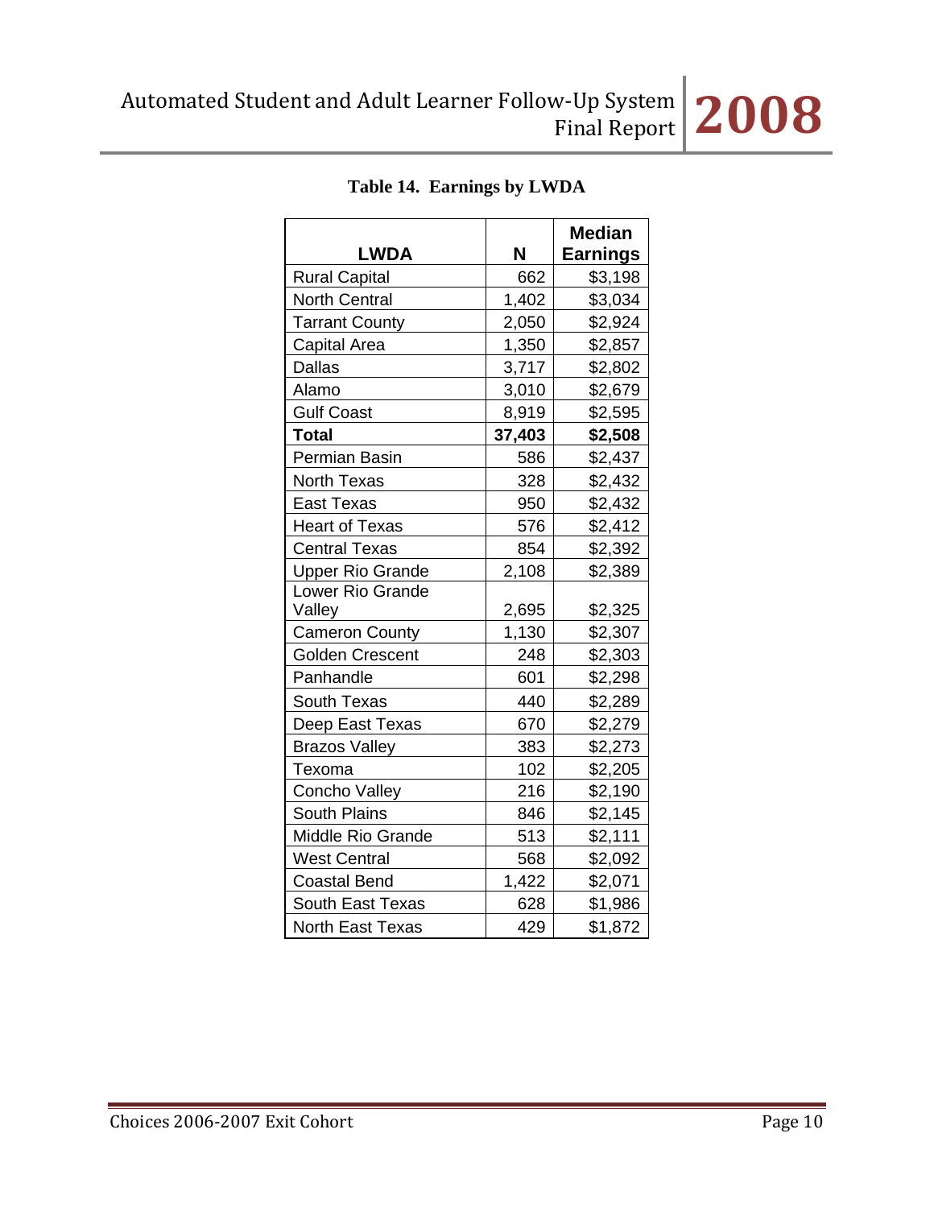**Table 14. Earnings by LWDA**

| LWDA | N | Median Earnings |
|---|---|---|
| Rural Capital | 662 | $3,198 |
| North Central | 1,402 | $3,034 |
| Tarrant County | 2,050 | $2,924 |
| Capital Area | 1,350 | $2,857 |
| Dallas | 3,717 | $2,802 |
| Alamo | 3,010 | $2,679 |
| Gulf Coast | 8,919 | $2,595 |
| **Total** | **37,403** | **$2,508** |
| Permian Basin | 586 | $2,437 |
| North Texas | 328 | $2,432 |
| East Texas | 950 | $2,432 |
| Heart of Texas | 576 | $2,412 |
| Central Texas | 854 | $2,392 |
| Upper Rio Grande | 2,108 | $2,389 |
| Lower Rio Grande Valley | 2,695 | $2,325 |
| Cameron County | 1,130 | $2,307 |
| Golden Crescent | 248 | $2,303 |
| Panhandle | 601 | $2,298 |
| South Texas | 440 | $2,289 |
| Deep East Texas | 670 | $2,279 |
| Brazos Valley | 383 | $2,273 |
| Texoma | 102 | $2,205 |
| Concho Valley | 216 | $2,190 |
| South Plains | 846 | $2,145 |
| Middle Rio Grande | 513 | $2,111 |
| West Central | 568 | $2,092 |
| Coastal Bend | 1,422 | $2,071 |
| South East Texas | 628 | $1,986 |
| North East Texas | 429 | $1,872 |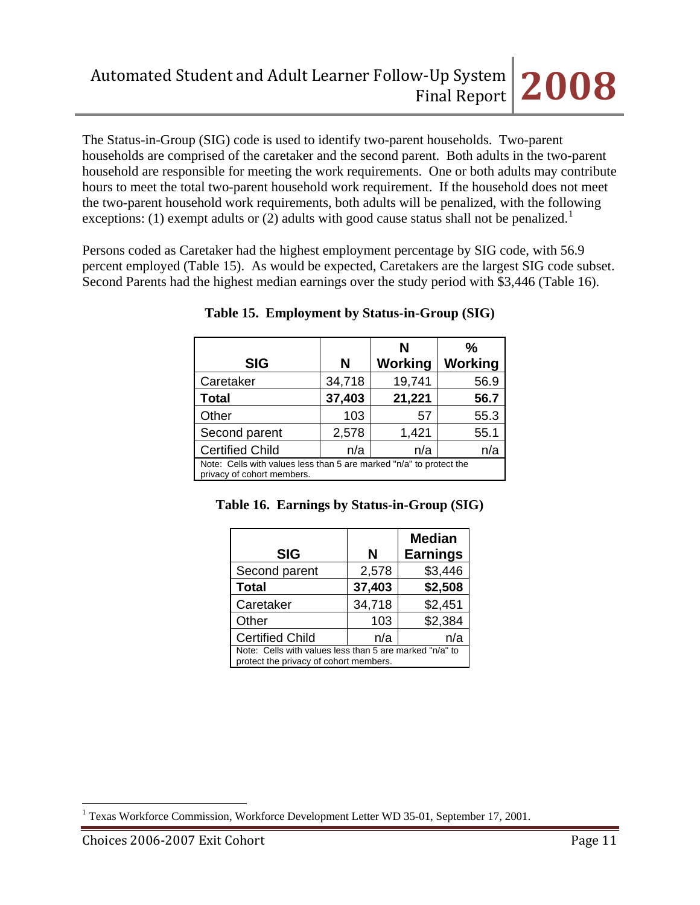The Status-in-Group (SIG) code is used to identify two-parent households. Two-parent households are comprised of the caretaker and the second parent. Both adults in the two-parent household are responsible for meeting the work requirements. One or both adults may contribute hours to meet the total two-parent household work requirement. If the household does not meet the two-parent household work requirements, both adults will be penalized, with the following exceptions: (1) exempt adults or (2) adults with good cause status shall not be penalized.[1]

Persons coded as Caretaker had the highest employment percentage by SIG code, with 56.9 percent employed (Table 15). As would be expected, Caretakers are the largest SIG code subset. Second Parents had the highest median earnings over the study period with $3,446 (Table 16).

**Table 15. Employment by Status-in-Group (SIG)**

| SIG | N | N Working | % Working |
|---|---|---|---|
| Caretaker | 34,718 | 19,741 | 56.9 |
| **Total** | **37,403** | **21,221** | **56.7** |
| Other | 103 | 57 | 55.3 |
| Second parent | 2,578 | 1,421 | 55.1 |
| Certified Child | n/a | n/a | n/a |

Note: Cells with values less than 5 are marked "n/a" to protect the privacy of cohort members.

**Table 16. Earnings by Status-in-Group (SIG)**

| SIG | N | Median Earnings |
|---|---|---|
| Second parent | 2,578 | $3,446 |
| **Total** | **37,403** | **$2,508** |
| Caretaker | 34,718 | $2,451 |
| Other | 103 | $2,384 |
| Certified Child | n/a | n/a |

Note: Cells with values less than 5 are marked "n/a" to protect the privacy of cohort members.

[1] Texas Workforce Commission, Workforce Development Letter WD 35-01, September 17, 2001.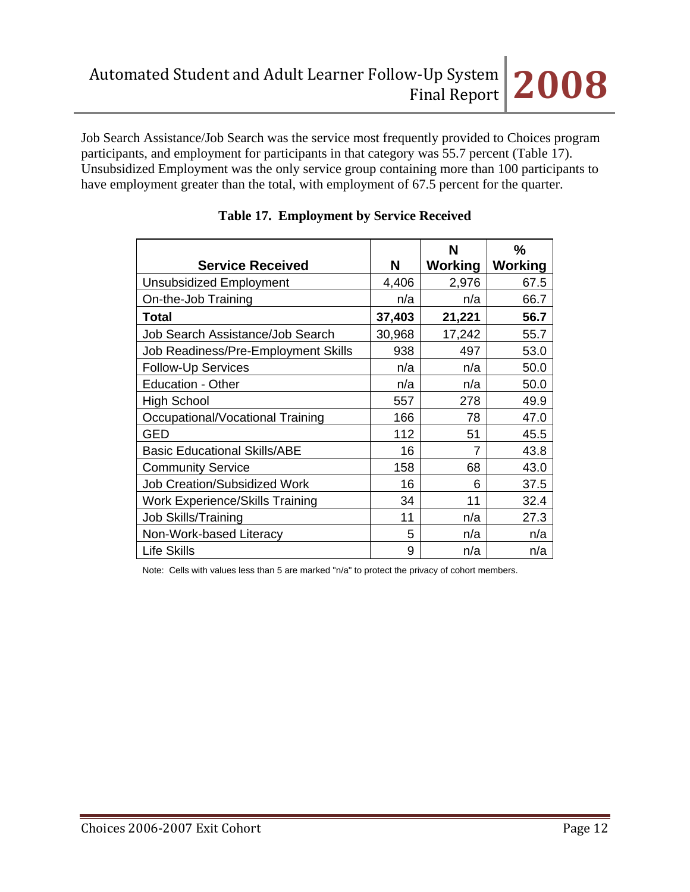Job Search Assistance/Job Search was the service most frequently provided to Choices program participants, and employment for participants in that category was 55.7 percent (Table 17). Unsubsidized Employment was the only service group containing more than 100 participants to have employment greater than the total, with employment of 67.5 percent for the quarter.

**Table 17. Employment by Service Received**

| Service Received | N | N Working | % Working |
|---|---|---|---|
| Unsubsidized Employment | 4,406 | 2,976 | 67.5 |
| On-the-Job Training | n/a | n/a | 66.7 |
| **Total** | **37,403** | **21,221** | **56.7** |
| Job Search Assistance/Job Search | 30,968 | 17,242 | 55.7 |
| Job Readiness/Pre-Employment Skills | 938 | 497 | 53.0 |
| Follow-Up Services | n/a | n/a | 50.0 |
| Education - Other | n/a | n/a | 50.0 |
| High School | 557 | 278 | 49.9 |
| Occupational/Vocational Training | 166 | 78 | 47.0 |
| GED | 112 | 51 | 45.5 |
| Basic Educational Skills/ABE | 16 | 7 | 43.8 |
| Community Service | 158 | 68 | 43.0 |
| Job Creation/Subsidized Work | 16 | 6 | 37.5 |
| Work Experience/Skills Training | 34 | 11 | 32.4 |
| Job Skills/Training | 11 | n/a | 27.3 |
| Non-Work-based Literacy | 5 | n/a | n/a |
| Life Skills | 9 | n/a | n/a |

Note: Cells with values less than 5 are marked "n/a" to protect the privacy of cohort members.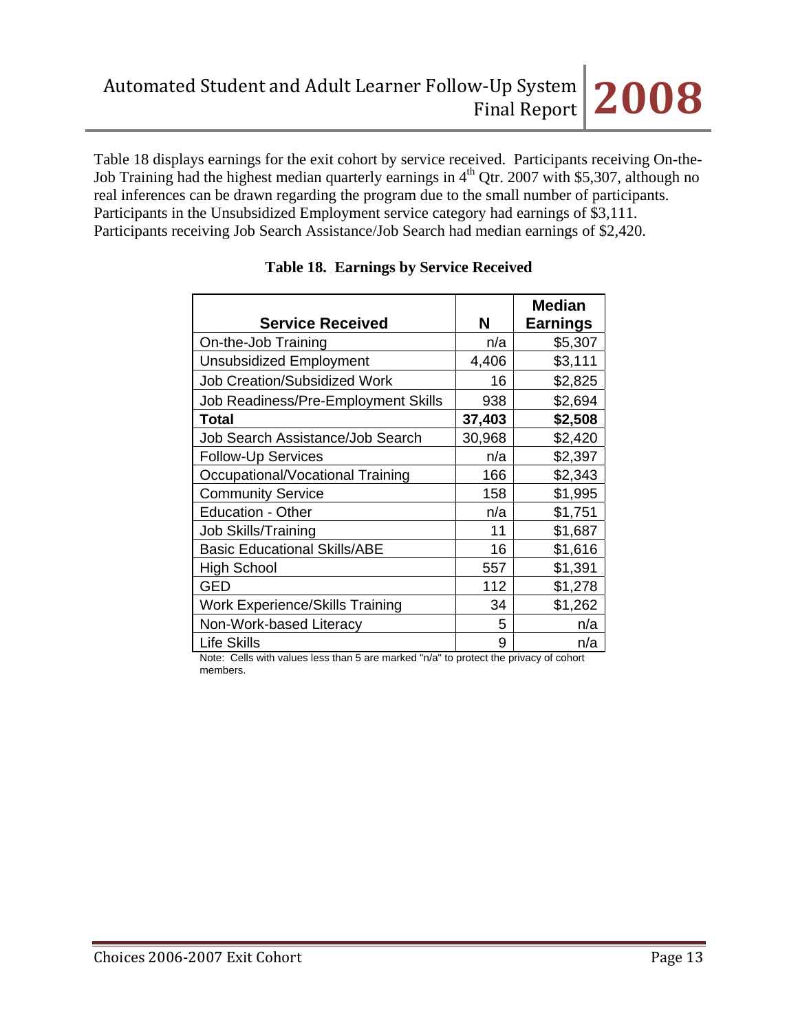Table 18 displays earnings for the exit cohort by service received. Participants receiving On-the-Job Training had the highest median quarterly earnings in 4th Qtr. 2007 with $5,307, although no real inferences can be drawn regarding the program due to the small number of participants. Participants in the Unsubsidized Employment service category had earnings of $3,111. Participants receiving Job Search Assistance/Job Search had median earnings of $2,420.

**Table 18. Earnings by Service Received**

| Service Received | N | Median Earnings |
|---|---|---|
| On-the-Job Training | n/a | $5,307 |
| Unsubsidized Employment | 4,406 | $3,111 |
| Job Creation/Subsidized Work | 16 | $2,825 |
| Job Readiness/Pre-Employment Skills | 938 | $2,694 |
| **Total** | **37,403** | **$2,508** |
| Job Search Assistance/Job Search | 30,968 | $2,420 |
| Follow-Up Services | n/a | $2,397 |
| Occupational/Vocational Training | 166 | $2,343 |
| Community Service | 158 | $1,995 |
| Education - Other | n/a | $1,751 |
| Job Skills/Training | 11 | $1,687 |
| Basic Educational Skills/ABE | 16 | $1,616 |
| High School | 557 | $1,391 |
| GED | 112 | $1,278 |
| Work Experience/Skills Training | 34 | $1,262 |
| Non-Work-based Literacy | 5 | n/a |
| Life Skills | 9 | n/a |

Note: Cells with values less than 5 are marked "n/a" to protect the privacy of cohort members.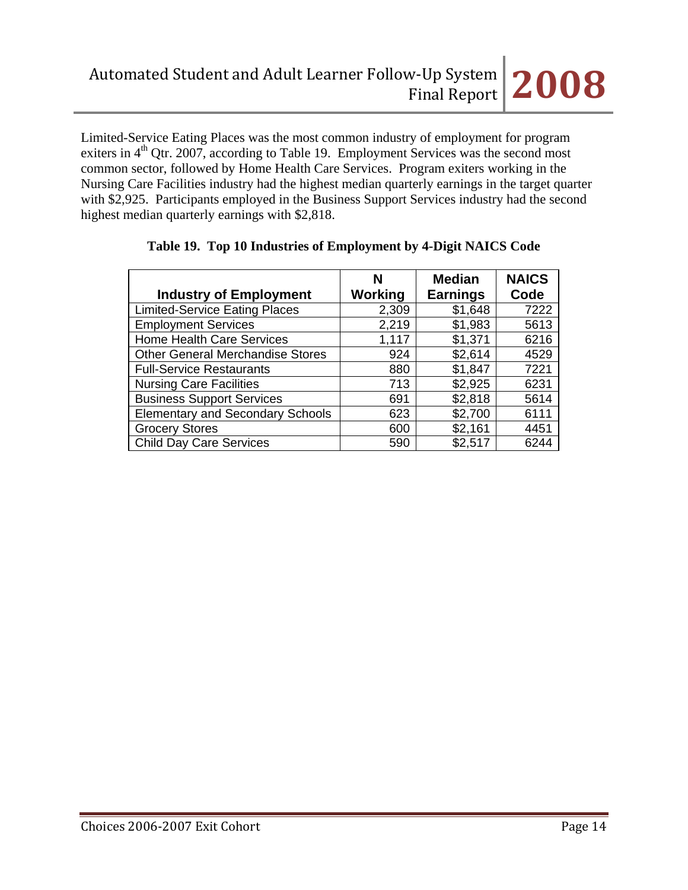Limited-Service Eating Places was the most common industry of employment for program exiters in 4th Qtr. 2007, according to Table 19. Employment Services was the second most common sector, followed by Home Health Care Services. Program exiters working in the Nursing Care Facilities industry had the highest median quarterly earnings in the target quarter with $2,925. Participants employed in the Business Support Services industry had the second highest median quarterly earnings with $2,818.

**Table 19. Top 10 Industries of Employment by 4-Digit NAICS Code**

| Industry of Employment | N Working | Median Earnings | NAICS Code |
|---|---|---|---|
| Limited-Service Eating Places | 2,309 | $1,648 | 7222 |
| Employment Services | 2,219 | $1,983 | 5613 |
| Home Health Care Services | 1,117 | $1,371 | 6216 |
| Other General Merchandise Stores | 924 | $2,614 | 4529 |
| Full-Service Restaurants | 880 | $1,847 | 7221 |
| Nursing Care Facilities | 713 | $2,925 | 6231 |
| Business Support Services | 691 | $2,818 | 5614 |
| Elementary and Secondary Schools | 623 | $2,700 | 6111 |
| Grocery Stores | 600 | $2,161 | 4451 |
| Child Day Care Services | 590 | $2,517 | 6244 |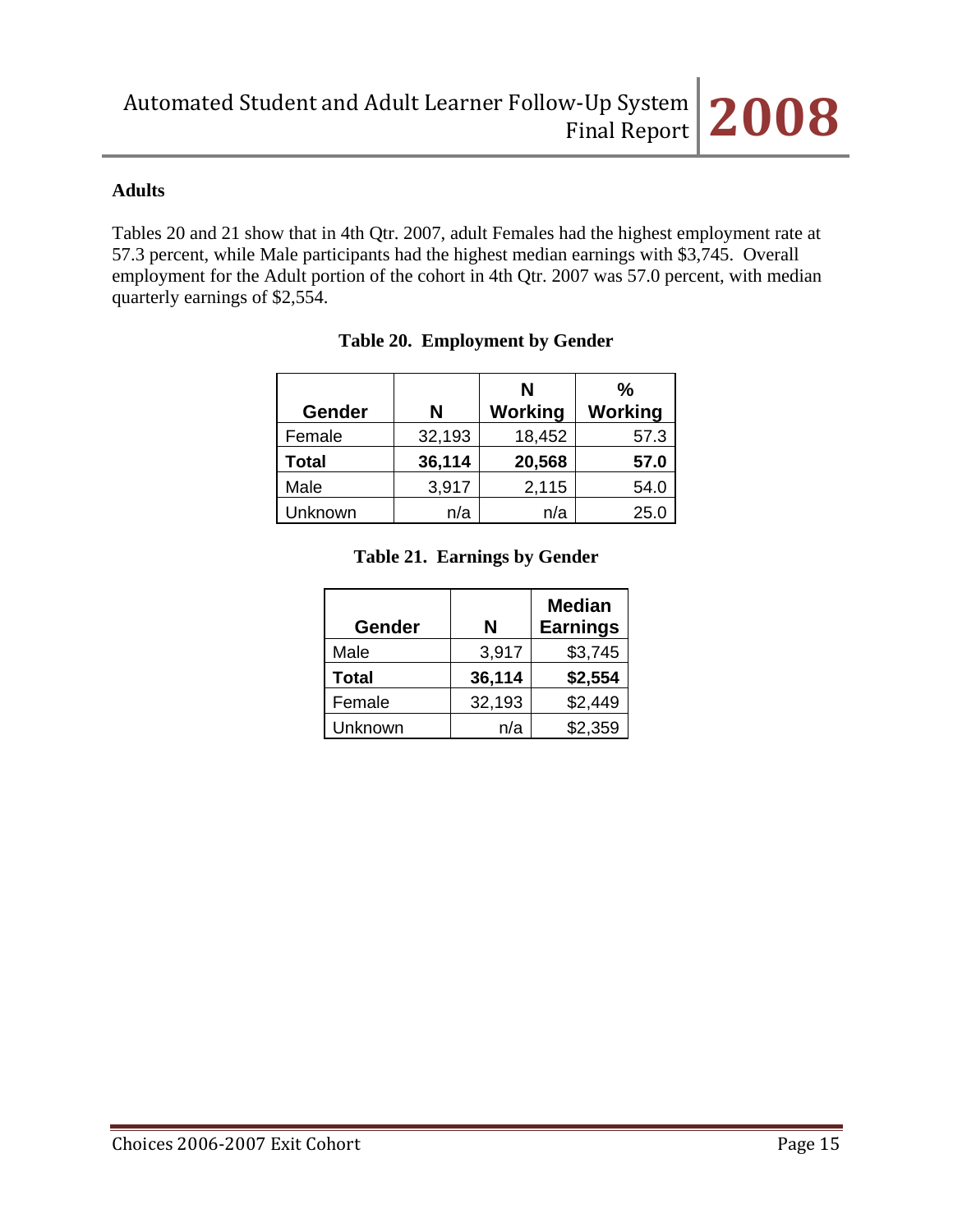**Adults**

Tables 20 and 21 show that in 4th Qtr. 2007, adult Females had the highest employment rate at 57.3 percent, while Male participants had the highest median earnings with $3,745. Overall employment for the Adult portion of the cohort in 4th Qtr. 2007 was 57.0 percent, with median quarterly earnings of $2,554.

**Table 20. Employment by Gender**

| Gender | N | N Working | % Working |
|---|---|---|---|
| Female | 32,193 | 18,452 | 57.3 |
| **Total** | **36,114** | **20,568** | **57.0** |
| Male | 3,917 | 2,115 | 54.0 |
| Unknown | n/a | n/a | 25.0 |

**Table 21. Earnings by Gender**

| Gender | N | Median Earnings |
|---|---|---|
| Male | 3,917 | $3,745 |
| **Total** | **36,114** | **$2,554** |
| Female | 32,193 | $2,449 |
| Unknown | n/a | $2,359 |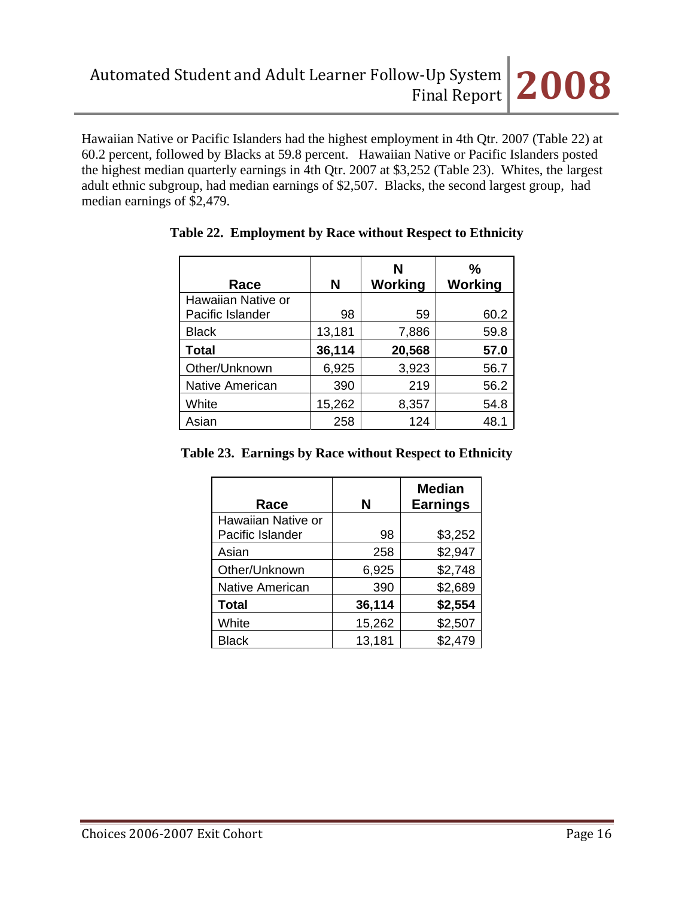Hawaiian Native or Pacific Islanders had the highest employment in 4th Qtr. 2007 (Table 22) at 60.2 percent, followed by Blacks at 59.8 percent. Hawaiian Native or Pacific Islanders posted the highest median quarterly earnings in 4th Qtr. 2007 at $3,252 (Table 23). Whites, the largest adult ethnic subgroup, had median earnings of $2,507. Blacks, the second largest group, had median earnings of $2,479.

**Table 22. Employment by Race without Respect to Ethnicity**

| Race | N | N Working | % Working |
|---|---|---|---|
| Hawaiian Native or Pacific Islander | 98 | 59 | 60.2 |
| Black | 13,181 | 7,886 | 59.8 |
| **Total** | **36,114** | **20,568** | **57.0** |
| Other/Unknown | 6,925 | 3,923 | 56.7 |
| Native American | 390 | 219 | 56.2 |
| White | 15,262 | 8,357 | 54.8 |
| Asian | 258 | 124 | 48.1 |

**Table 23. Earnings by Race without Respect to Ethnicity**

| Race | N | Median Earnings |
|---|---|---|
| Hawaiian Native or Pacific Islander | 98 | $3,252 |
| Asian | 258 | $2,947 |
| Other/Unknown | 6,925 | $2,748 |
| Native American | 390 | $2,689 |
| **Total** | **36,114** | **$2,554** |
| White | 15,262 | $2,507 |
| Black | 13,181 | $2,479 |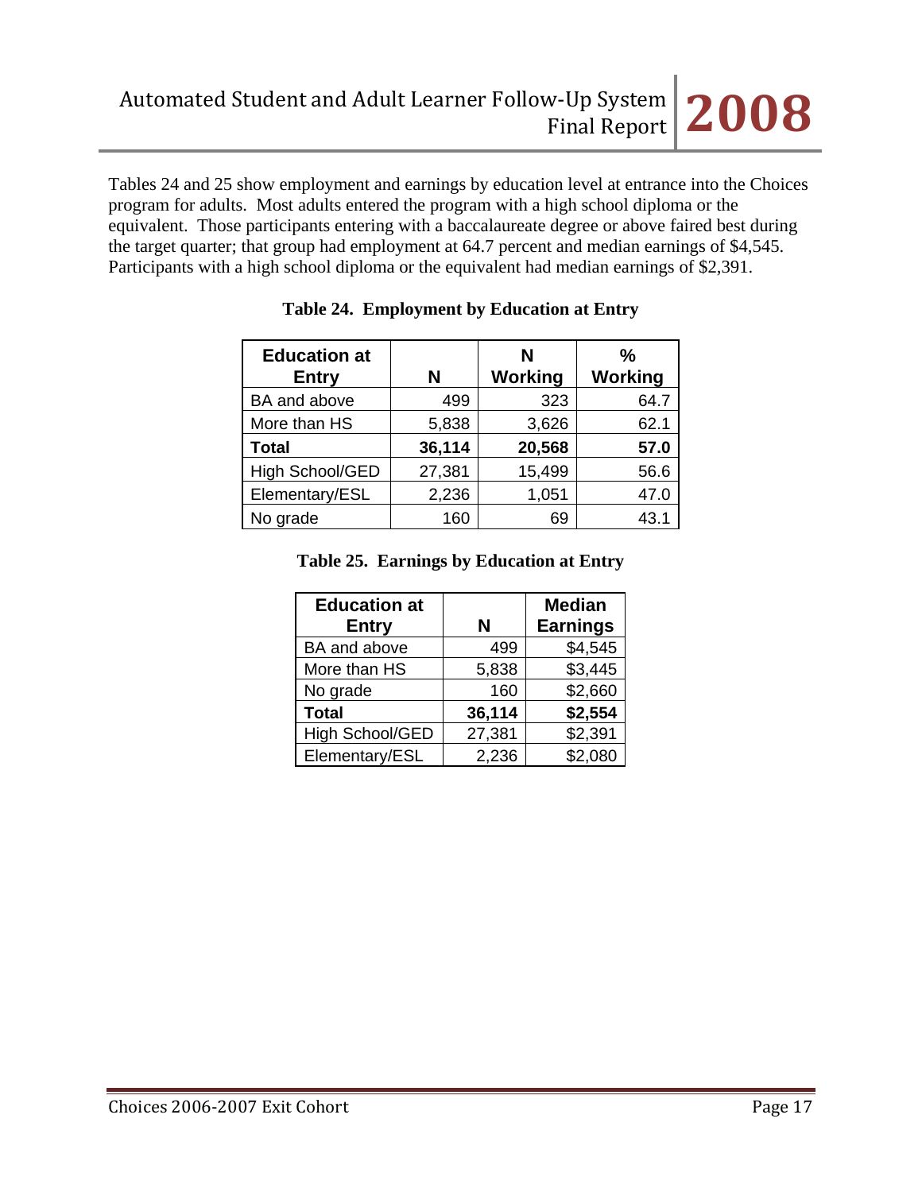Tables 24 and 25 show employment and earnings by education level at entrance into the Choices program for adults. Most adults entered the program with a high school diploma or the equivalent. Those participants entering with a baccalaureate degree or above faired best during the target quarter; that group had employment at 64.7 percent and median earnings of $4,545. Participants with a high school diploma or the equivalent had median earnings of $2,391.

**Table 24. Employment by Education at Entry**

| Education at Entry | N | N Working | % Working |
|---|---|---|---|
| BA and above | 499 | 323 | 64.7 |
| More than HS | 5,838 | 3,626 | 62.1 |
| **Total** | **36,114** | **20,568** | **57.0** |
| High School/GED | 27,381 | 15,499 | 56.6 |
| Elementary/ESL | 2,236 | 1,051 | 47.0 |
| No grade | 160 | 69 | 43.1 |

**Table 25. Earnings by Education at Entry**

| Education at Entry | N | Median Earnings |
|---|---|---|
| BA and above | 499 | $4,545 |
| More than HS | 5,838 | $3,445 |
| No grade | 160 | $2,660 |
| **Total** | **36,114** | **$2,554** |
| High School/GED | 27,381 | $2,391 |
| Elementary/ESL | 2,236 | $2,080 |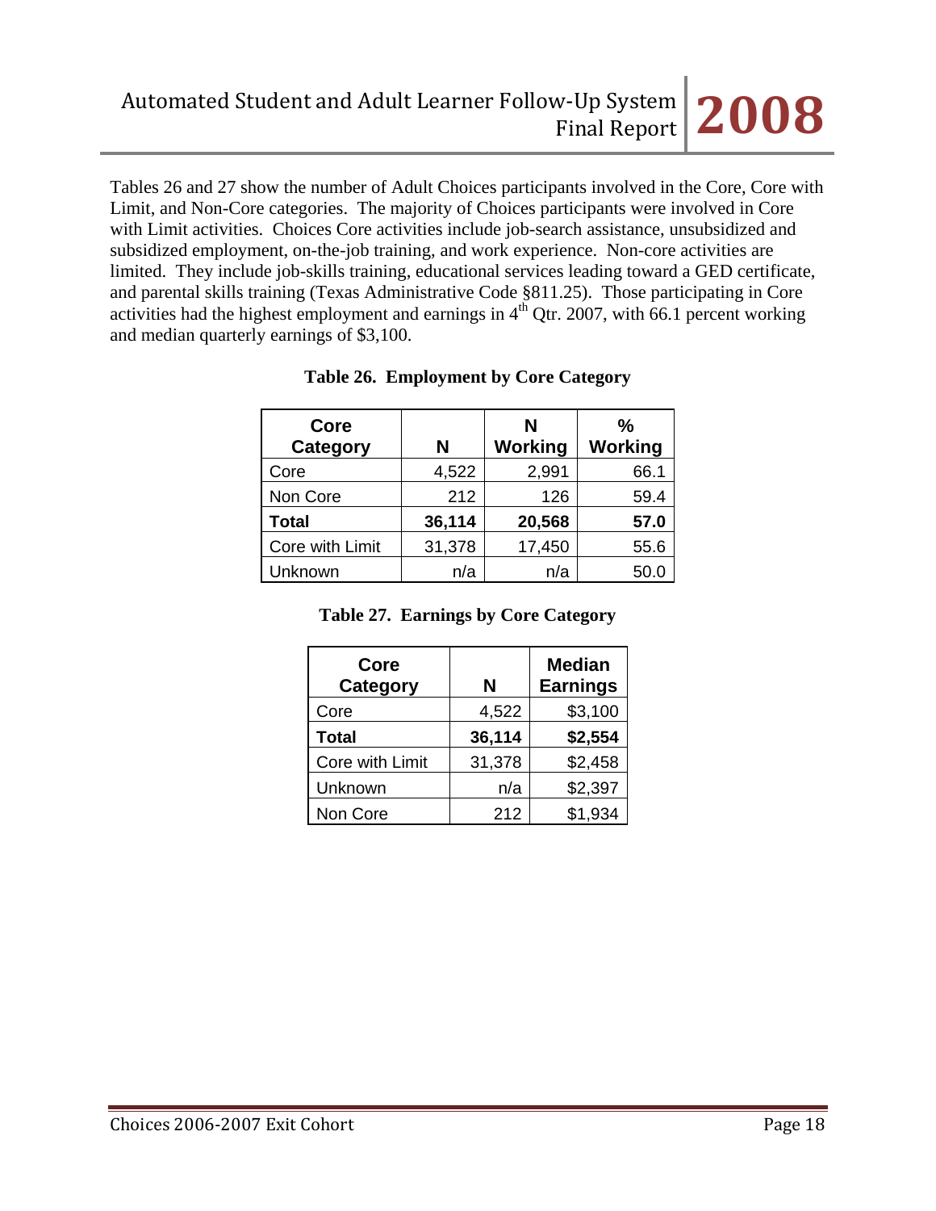Tables 26 and 27 show the number of Adult Choices participants involved in the Core, Core with Limit, and Non-Core categories. The majority of Choices participants were involved in Core with Limit activities. Choices Core activities include job-search assistance, unsubsidized and subsidized employment, on-the-job training, and work experience. Non-core activities are limited. They include job-skills training, educational services leading toward a GED certificate, and parental skills training (Texas Administrative Code §811.25). Those participating in Core activities had the highest employment and earnings in 4th Qtr. 2007, with 66.1 percent working and median quarterly earnings of $3,100.

**Table 26. Employment by Core Category**

| Core Category | N | N Working | % Working |
|---|---|---|---|
| Core | 4,522 | 2,991 | 66.1 |
| Non Core | 212 | 126 | 59.4 |
| **Total** | **36,114** | **20,568** | **57.0** |
| Core with Limit | 31,378 | 17,450 | 55.6 |
| Unknown | n/a | n/a | 50.0 |

**Table 27. Earnings by Core Category**

| Core Category | N | Median Earnings |
|---|---|---|
| Core | 4,522 | $3,100 |
| **Total** | **36,114** | **$2,554** |
| Core with Limit | 31,378 | $2,458 |
| Unknown | n/a | $2,397 |
| Non Core | 212 | $1,934 |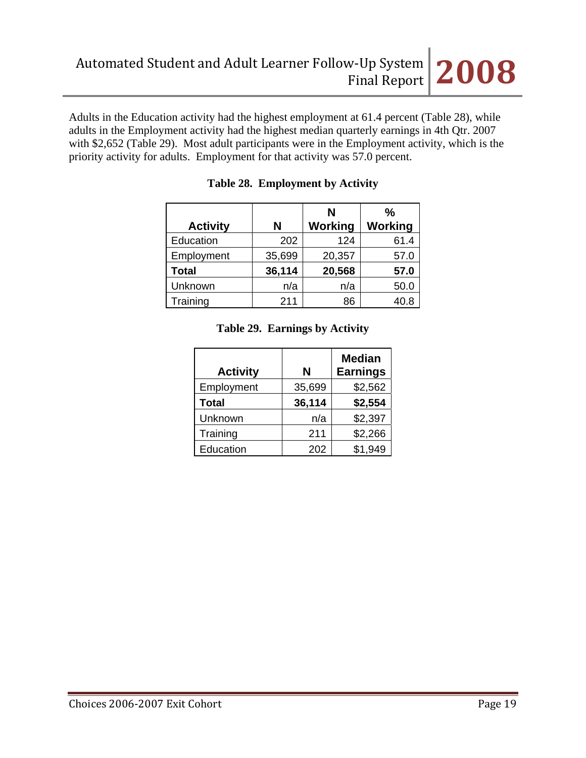Adults in the Education activity had the highest employment at 61.4 percent (Table 28), while adults in the Employment activity had the highest median quarterly earnings in 4th Qtr. 2007 with $2,652 (Table 29). Most adult participants were in the Employment activity, which is the priority activity for adults. Employment for that activity was 57.0 percent.

**Table 28. Employment by Activity**

| Activity | N | N Working | % Working |
|---|---|---|---|
| Education | 202 | 124 | 61.4 |
| Employment | 35,699 | 20,357 | 57.0 |
| **Total** | **36,114** | **20,568** | **57.0** |
| Unknown | n/a | n/a | 50.0 |
| Training | 211 | 86 | 40.8 |

**Table 29. Earnings by Activity**

| Activity | N | Median Earnings |
|---|---|---|
| Employment | 35,699 | $2,562 |
| **Total** | **36,114** | **$2,554** |
| Unknown | n/a | $2,397 |
| Training | 211 | $2,266 |
| Education | 202 | $1,949 |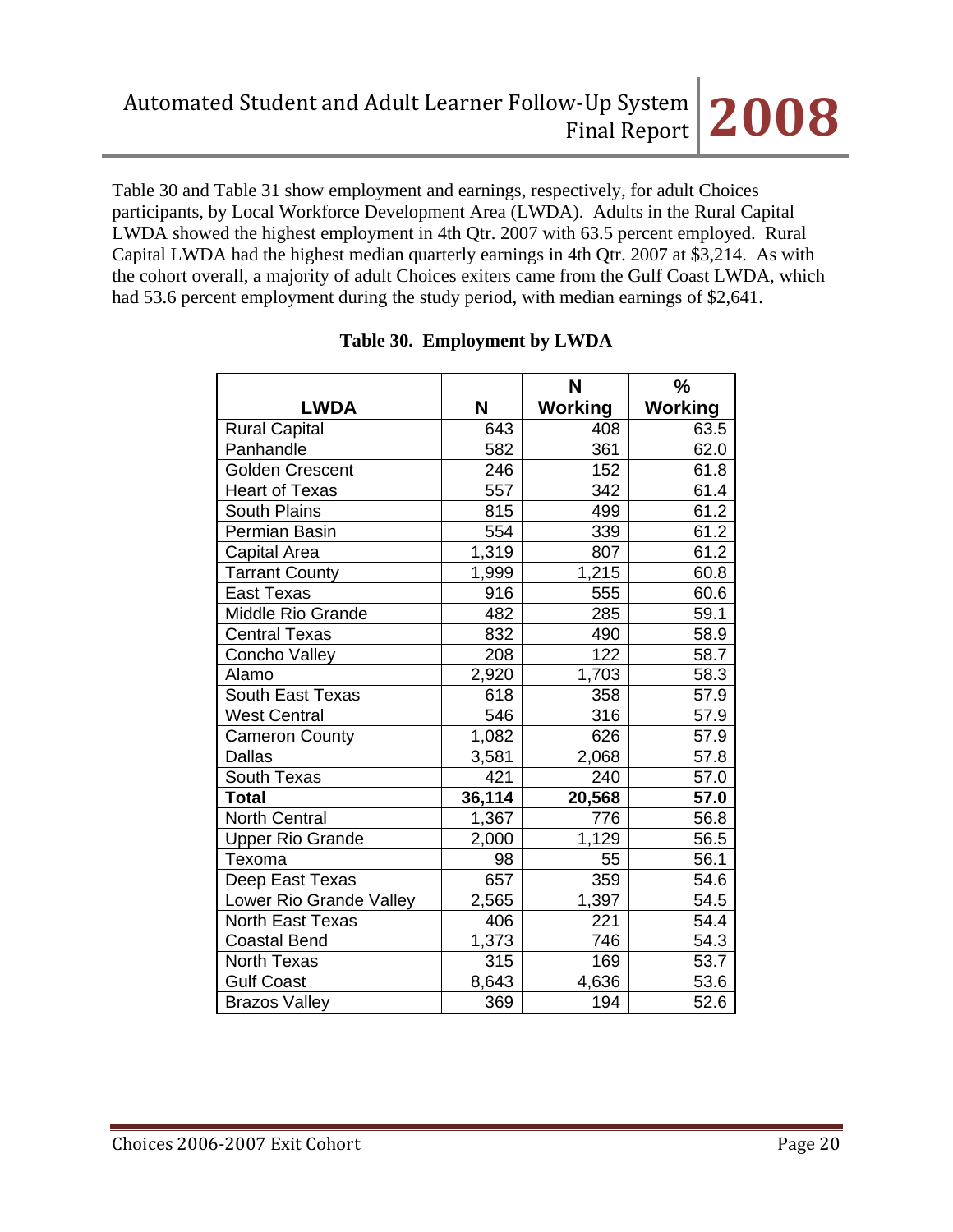Table 30 and Table 31 show employment and earnings, respectively, for adult Choices participants, by Local Workforce Development Area (LWDA). Adults in the Rural Capital LWDA showed the highest employment in 4th Qtr. 2007 with 63.5 percent employed. Rural Capital LWDA had the highest median quarterly earnings in 4th Qtr. 2007 at $3,214. As with the cohort overall, a majority of adult Choices exiters came from the Gulf Coast LWDA, which had 53.6 percent employment during the study period, with median earnings of $2,641.

**Table 30. Employment by LWDA**

| LWDA | N | N Working | % Working |
|---|---|---|---|
| Rural Capital | 643 | 408 | 63.5 |
| Panhandle | 582 | 361 | 62.0 |
| Golden Crescent | 246 | 152 | 61.8 |
| Heart of Texas | 557 | 342 | 61.4 |
| South Plains | 815 | 499 | 61.2 |
| Permian Basin | 554 | 339 | 61.2 |
| Capital Area | 1,319 | 807 | 61.2 |
| Tarrant County | 1,999 | 1,215 | 60.8 |
| East Texas | 916 | 555 | 60.6 |
| Middle Rio Grande | 482 | 285 | 59.1 |
| Central Texas | 832 | 490 | 58.9 |
| Concho Valley | 208 | 122 | 58.7 |
| Alamo | 2,920 | 1,703 | 58.3 |
| South East Texas | 618 | 358 | 57.9 |
| West Central | 546 | 316 | 57.9 |
| Cameron County | 1,082 | 626 | 57.9 |
| Dallas | 3,581 | 2,068 | 57.8 |
| South Texas | 421 | 240 | 57.0 |
| **Total** | **36,114** | **20,568** | **57.0** |
| North Central | 1,367 | 776 | 56.8 |
| Upper Rio Grande | 2,000 | 1,129 | 56.5 |
| Texoma | 98 | 55 | 56.1 |
| Deep East Texas | 657 | 359 | 54.6 |
| Lower Rio Grande Valley | 2,565 | 1,397 | 54.5 |
| North East Texas | 406 | 221 | 54.4 |
| Coastal Bend | 1,373 | 746 | 54.3 |
| North Texas | 315 | 169 | 53.7 |
| Gulf Coast | 8,643 | 4,636 | 53.6 |
| Brazos Valley | 369 | 194 | 52.6 |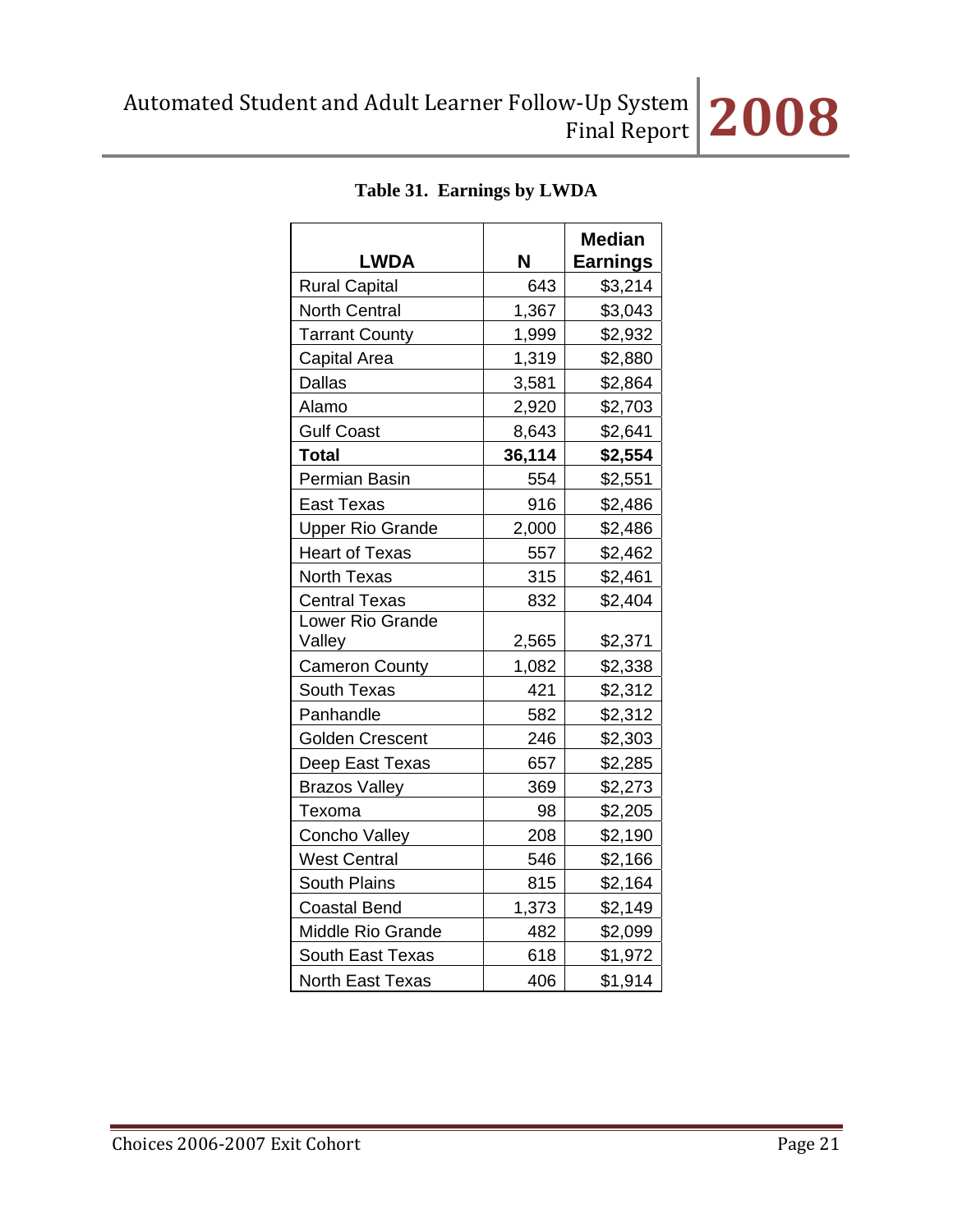**Table 31. Earnings by LWDA**

| LWDA | N | Median Earnings |
|---|---|---|
| Rural Capital | 643 | $3,214 |
| North Central | 1,367 | $3,043 |
| Tarrant County | 1,999 | $2,932 |
| Capital Area | 1,319 | $2,880 |
| Dallas | 3,581 | $2,864 |
| Alamo | 2,920 | $2,703 |
| Gulf Coast | 8,643 | $2,641 |
| **Total** | **36,114** | **$2,554** |
| Permian Basin | 554 | $2,551 |
| East Texas | 916 | $2,486 |
| Upper Rio Grande | 2,000 | $2,486 |
| Heart of Texas | 557 | $2,462 |
| North Texas | 315 | $2,461 |
| Central Texas | 832 | $2,404 |
| Lower Rio Grande Valley | 2,565 | $2,371 |
| Cameron County | 1,082 | $2,338 |
| South Texas | 421 | $2,312 |
| Panhandle | 582 | $2,312 |
| Golden Crescent | 246 | $2,303 |
| Deep East Texas | 657 | $2,285 |
| Brazos Valley | 369 | $2,273 |
| Texoma | 98 | $2,205 |
| Concho Valley | 208 | $2,190 |
| West Central | 546 | $2,166 |
| South Plains | 815 | $2,164 |
| Coastal Bend | 1,373 | $2,149 |
| Middle Rio Grande | 482 | $2,099 |
| South East Texas | 618 | $1,972 |
| North East Texas | 406 | $1,914 |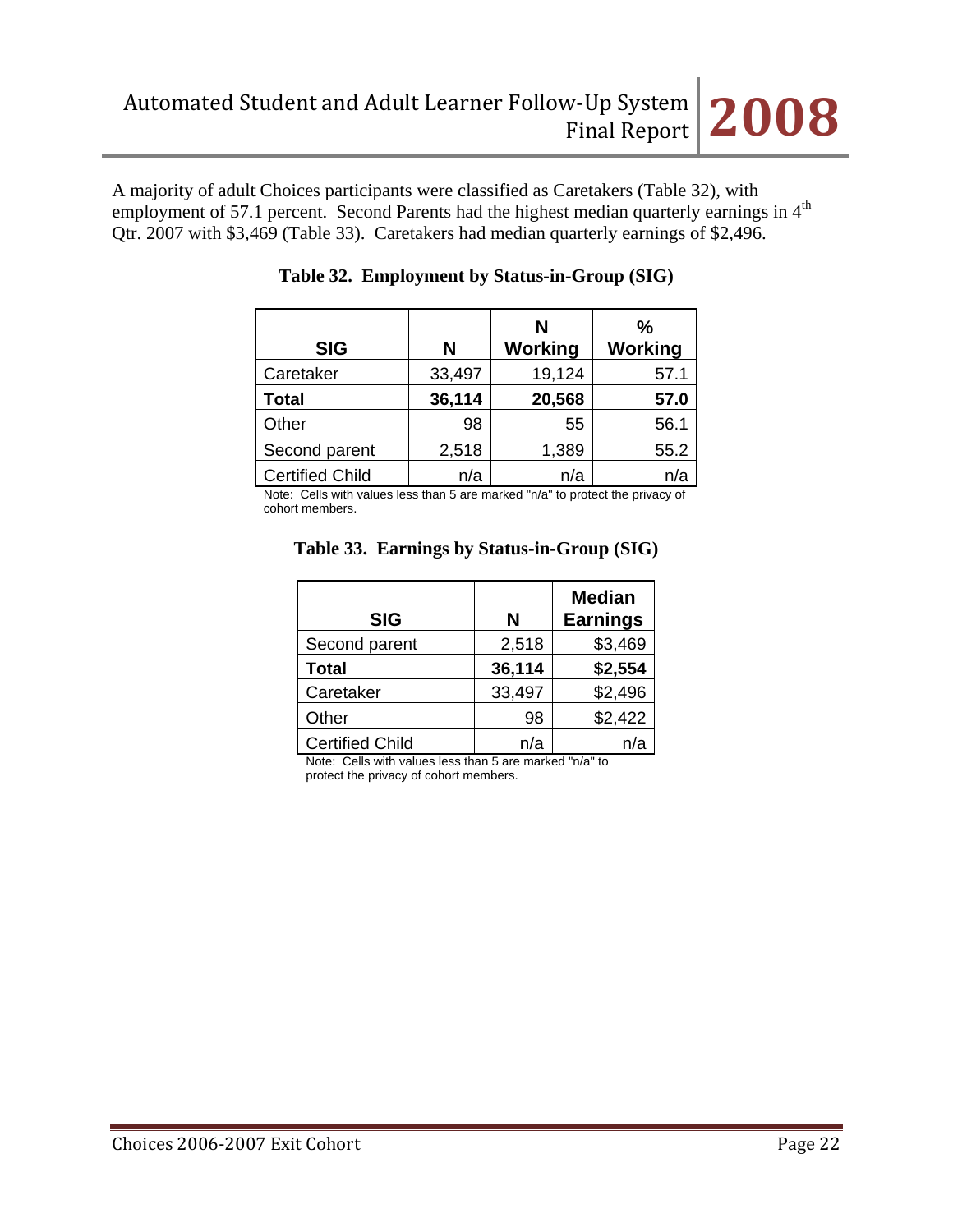A majority of adult Choices participants were classified as Caretakers (Table 32), with employment of 57.1 percent. Second Parents had the highest median quarterly earnings in 4th Qtr. 2007 with $3,469 (Table 33). Caretakers had median quarterly earnings of $2,496.

**Table 32. Employment by Status-in-Group (SIG)**

| SIG | N | N Working | % Working |
|---|---|---|---|
| Caretaker | 33,497 | 19,124 | 57.1 |
| **Total** | **36,114** | **20,568** | **57.0** |
| Other | 98 | 55 | 56.1 |
| Second parent | 2,518 | 1,389 | 55.2 |
| Certified Child | n/a | n/a | n/a |

Note: Cells with values less than 5 are marked "n/a" to protect the privacy of cohort members.

**Table 33. Earnings by Status-in-Group (SIG)**

| SIG | N | Median Earnings |
|---|---|---|
| Second parent | 2,518 | $3,469 |
| **Total** | **36,114** | **$2,554** |
| Caretaker | 33,497 | $2,496 |
| Other | 98 | $2,422 |
| Certified Child | n/a | n/a |

Note: Cells with values less than 5 are marked "n/a" to protect the privacy of cohort members.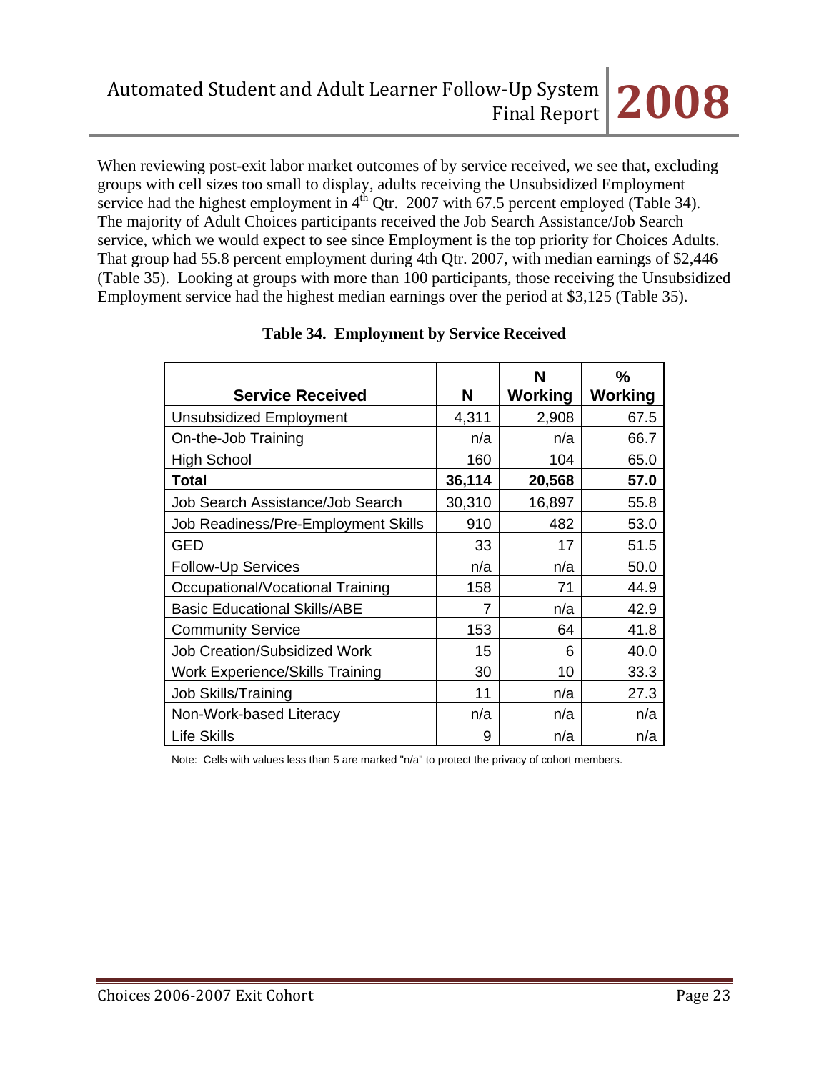When reviewing post-exit labor market outcomes of by service received, we see that, excluding groups with cell sizes too small to display, adults receiving the Unsubsidized Employment service had the highest employment in 4th Qtr. 2007 with 67.5 percent employed (Table 34). The majority of Adult Choices participants received the Job Search Assistance/Job Search service, which we would expect to see since Employment is the top priority for Choices Adults. That group had 55.8 percent employment during 4th Qtr. 2007, with median earnings of $2,446 (Table 35). Looking at groups with more than 100 participants, those receiving the Unsubsidized Employment service had the highest median earnings over the period at $3,125 (Table 35).

**Table 34. Employment by Service Received**

| Service Received | N | N Working | % Working |
|---|---|---|---|
| Unsubsidized Employment | 4,311 | 2,908 | 67.5 |
| On-the-Job Training | n/a | n/a | 66.7 |
| High School | 160 | 104 | 65.0 |
| **Total** | **36,114** | **20,568** | **57.0** |
| Job Search Assistance/Job Search | 30,310 | 16,897 | 55.8 |
| Job Readiness/Pre-Employment Skills | 910 | 482 | 53.0 |
| GED | 33 | 17 | 51.5 |
| Follow-Up Services | n/a | n/a | 50.0 |
| Occupational/Vocational Training | 158 | 71 | 44.9 |
| Basic Educational Skills/ABE | 7 | n/a | 42.9 |
| Community Service | 153 | 64 | 41.8 |
| Job Creation/Subsidized Work | 15 | 6 | 40.0 |
| Work Experience/Skills Training | 30 | 10 | 33.3 |
| Job Skills/Training | 11 | n/a | 27.3 |
| Non-Work-based Literacy | n/a | n/a | n/a |
| Life Skills | 9 | n/a | n/a |

Note: Cells with values less than 5 are marked "n/a" to protect the privacy of cohort members.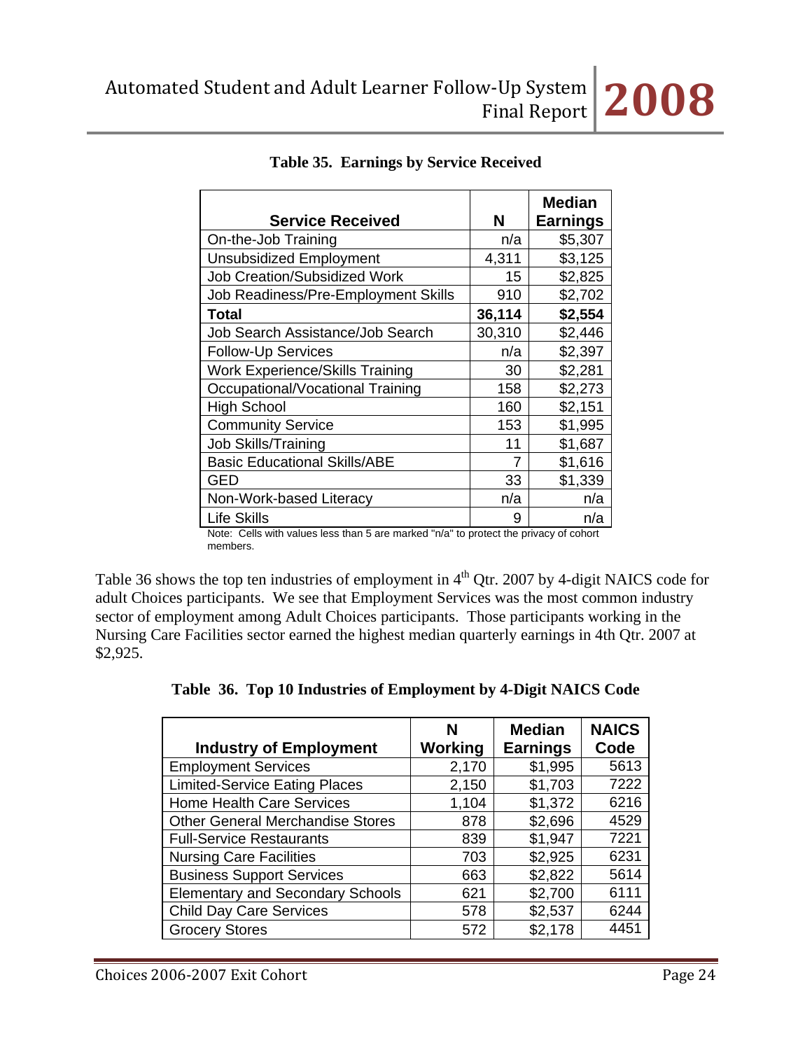**Table 35. Earnings by Service Received**

| Service Received | N | Median Earnings |
|---|---|---|
| On-the-Job Training | n/a | $5,307 |
| Unsubsidized Employment | 4,311 | $3,125 |
| Job Creation/Subsidized Work | 15 | $2,825 |
| Job Readiness/Pre-Employment Skills | 910 | $2,702 |
| **Total** | **36,114** | **$2,554** |
| Job Search Assistance/Job Search | 30,310 | $2,446 |
| Follow-Up Services | n/a | $2,397 |
| Work Experience/Skills Training | 30 | $2,281 |
| Occupational/Vocational Training | 158 | $2,273 |
| High School | 160 | $2,151 |
| Community Service | 153 | $1,995 |
| Job Skills/Training | 11 | $1,687 |
| Basic Educational Skills/ABE | 7 | $1,616 |
| GED | 33 | $1,339 |
| Non-Work-based Literacy | n/a | n/a |
| Life Skills | 9 | n/a |

Note: Cells with values less than 5 are marked "n/a" to protect the privacy of cohort members.

Table 36 shows the top ten industries of employment in 4th Qtr. 2007 by 4-digit NAICS code for adult Choices participants. We see that Employment Services was the most common industry sector of employment among Adult Choices participants. Those participants working in the Nursing Care Facilities sector earned the highest median quarterly earnings in 4th Qtr. 2007 at $2,925.

**Table 36. Top 10 Industries of Employment by 4-Digit NAICS Code**

| Industry of Employment | N Working | Median Earnings | NAICS Code |
|---|---|---|---|
| Employment Services | 2,170 | $1,995 | 5613 |
| Limited-Service Eating Places | 2,150 | $1,703 | 7222 |
| Home Health Care Services | 1,104 | $1,372 | 6216 |
| Other General Merchandise Stores | 878 | $2,696 | 4529 |
| Full-Service Restaurants | 839 | $1,947 | 7221 |
| Nursing Care Facilities | 703 | $2,925 | 6231 |
| Business Support Services | 663 | $2,822 | 5614 |
| Elementary and Secondary Schools | 621 | $2,700 | 6111 |
| Child Day Care Services | 578 | $2,537 | 6244 |
| Grocery Stores | 572 | $2,178 | 4451 |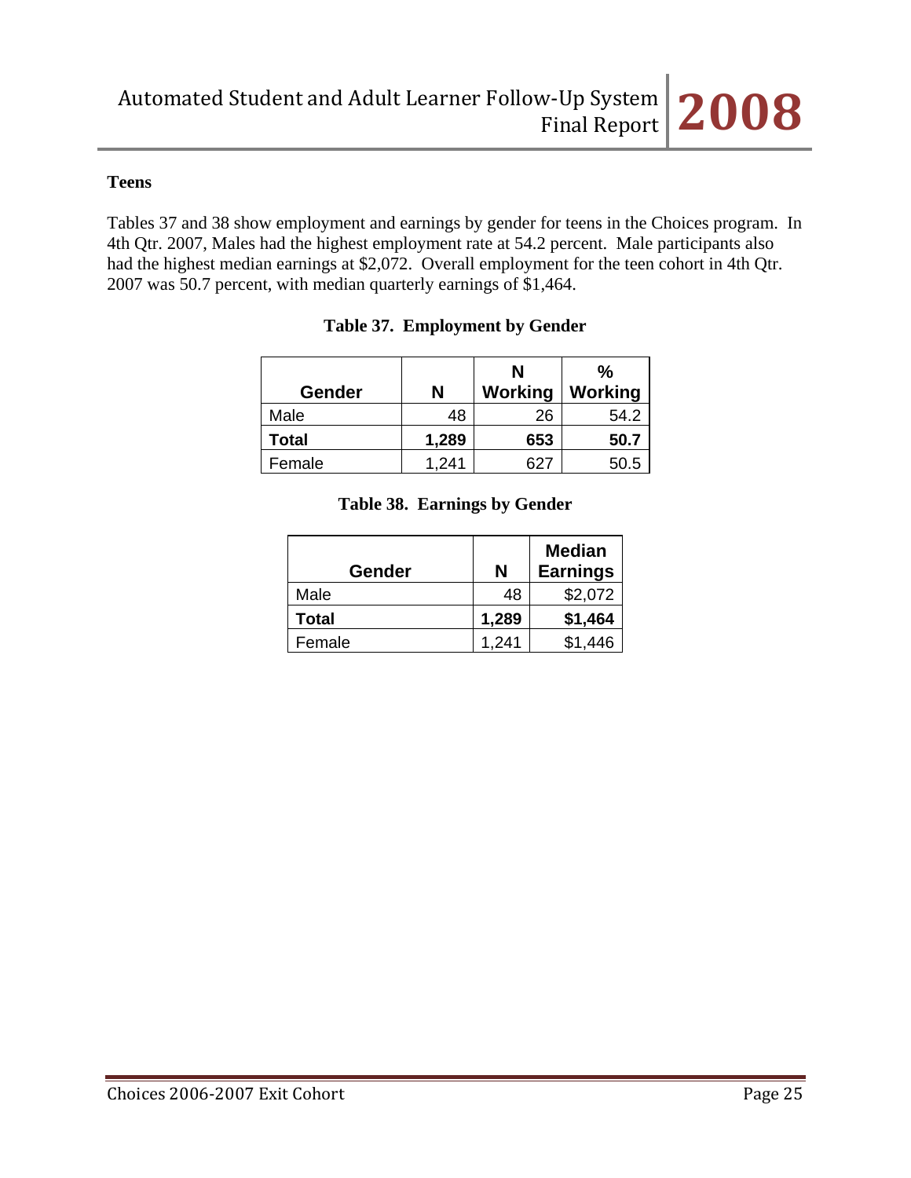### Teens

Tables 37 and 38 show employment and earnings by gender for teens in the Choices program. In 4th Qtr. 2007, Males had the highest employment rate at 54.2 percent. Male participants also had the highest median earnings at $2,072. Overall employment for the teen cohort in 4th Qtr. 2007 was 50.7 percent, with median quarterly earnings of $1,464.

**Table 37. Employment by Gender**

| Gender | N | N Working | % Working |
|---|---|---|---|
| Male | 48 | 26 | 54.2 |
| **Total** | **1,289** | **653** | **50.7** |
| Female | 1,241 | 627 | 50.5 |

**Table 38. Earnings by Gender**

| Gender | N | Median Earnings |
|---|---|---|
| Male | 48 | $2,072 |
| **Total** | **1,289** | **$1,464** |
| Female | 1,241 | $1,446 |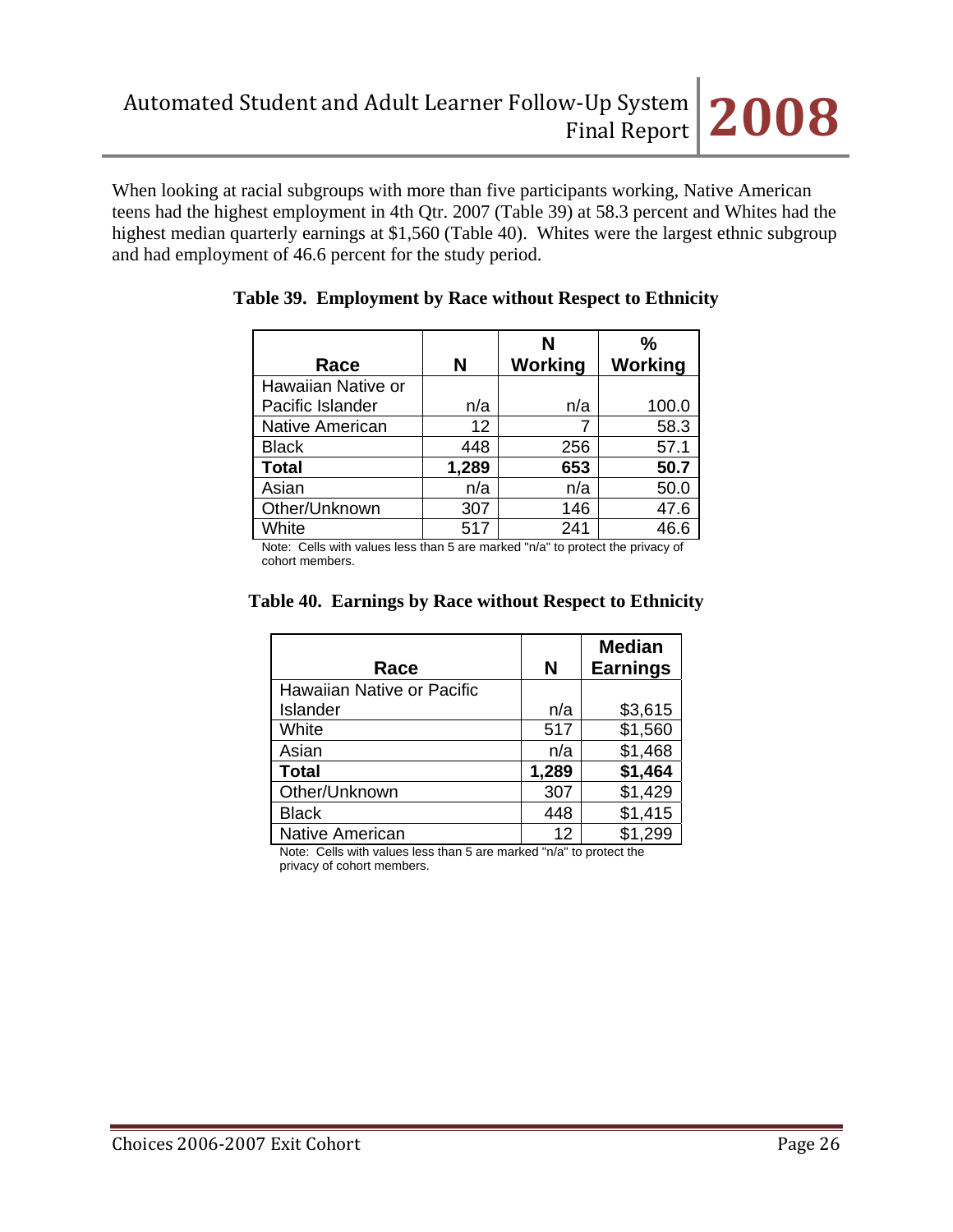When looking at racial subgroups with more than five participants working, Native American teens had the highest employment in 4th Qtr. 2007 (Table 39) at 58.3 percent and Whites had the highest median quarterly earnings at $1,560 (Table 40). Whites were the largest ethnic subgroup and had employment of 46.6 percent for the study period.

**Table 39. Employment by Race without Respect to Ethnicity**

| Race | N | N Working | % Working |
|---|---|---|---|
| Hawaiian Native or Pacific Islander | n/a | n/a | 100.0 |
| Native American | 12 | 7 | 58.3 |
| Black | 448 | 256 | 57.1 |
| **Total** | **1,289** | **653** | **50.7** |
| Asian | n/a | n/a | 50.0 |
| Other/Unknown | 307 | 146 | 47.6 |
| White | 517 | 241 | 46.6 |

Note: Cells with values less than 5 are marked "n/a" to protect the privacy of cohort members.

**Table 40. Earnings by Race without Respect to Ethnicity**

| Race | N | Median Earnings |
|---|---|---|
| Hawaiian Native or Pacific Islander | n/a | $3,615 |
| White | 517 | $1,560 |
| Asian | n/a | $1,468 |
| **Total** | **1,289** | **$1,464** |
| Other/Unknown | 307 | $1,429 |
| Black | 448 | $1,415 |
| Native American | 12 | $1,299 |

Note: Cells with values less than 5 are marked "n/a" to protect the privacy of cohort members.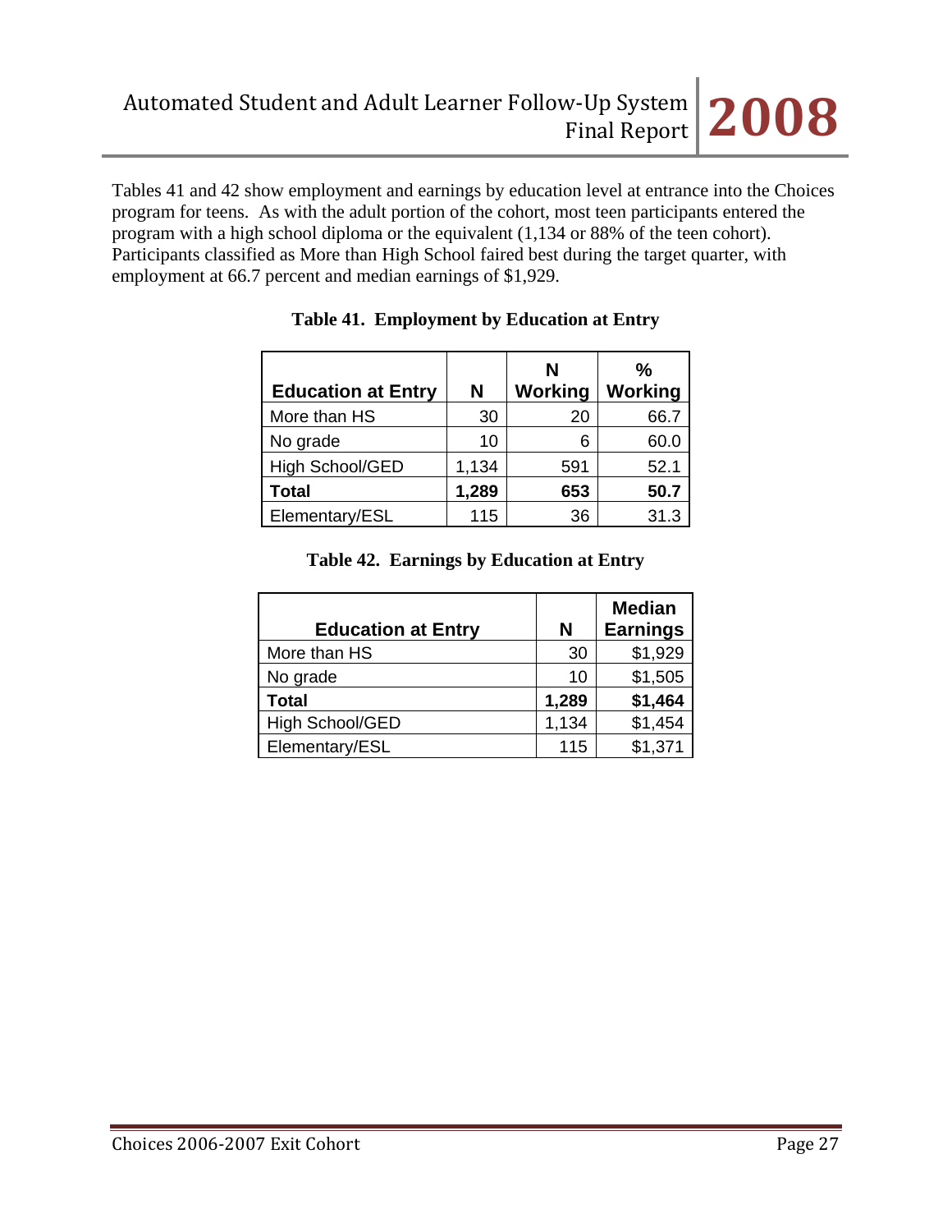Tables 41 and 42 show employment and earnings by education level at entrance into the Choices program for teens. As with the adult portion of the cohort, most teen participants entered the program with a high school diploma or the equivalent (1,134 or 88% of the teen cohort). Participants classified as More than High School faired best during the target quarter, with employment at 66.7 percent and median earnings of $1,929.

**Table 41. Employment by Education at Entry**

| Education at Entry | N | N Working | % Working |
|---|---|---|---|
| More than HS | 30 | 20 | 66.7 |
| No grade | 10 | 6 | 60.0 |
| High School/GED | 1,134 | 591 | 52.1 |
| **Total** | **1,289** | **653** | **50.7** |
| Elementary/ESL | 115 | 36 | 31.3 |

**Table 42. Earnings by Education at Entry**

| Education at Entry | N | Median Earnings |
|---|---|---|
| More than HS | 30 | $1,929 |
| No grade | 10 | $1,505 |
| **Total** | **1,289** | **$1,464** |
| High School/GED | 1,134 | $1,454 |
| Elementary/ESL | 115 | $1,371 |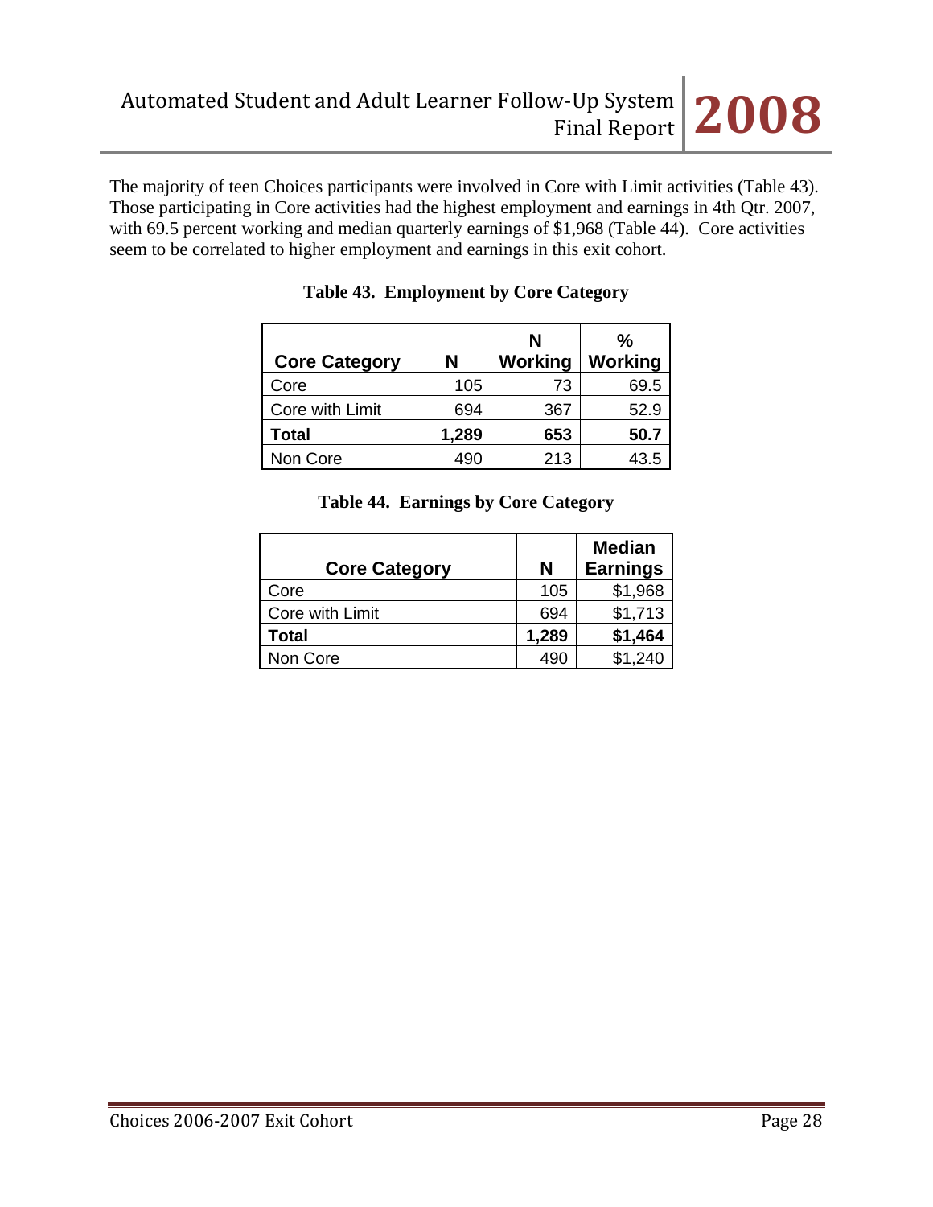The majority of teen Choices participants were involved in Core with Limit activities (Table 43). Those participating in Core activities had the highest employment and earnings in 4th Qtr. 2007, with 69.5 percent working and median quarterly earnings of $1,968 (Table 44). Core activities seem to be correlated to higher employment and earnings in this exit cohort.

**Table 43. Employment by Core Category**

| Core Category | N | N Working | % Working |
|---|---|---|---|
| Core | 105 | 73 | 69.5 |
| Core with Limit | 694 | 367 | 52.9 |
| **Total** | **1,289** | **653** | **50.7** |
| Non Core | 490 | 213 | 43.5 |

**Table 44. Earnings by Core Category**

| Core Category | N | Median Earnings |
|---|---|---|
| Core | 105 | $1,968 |
| Core with Limit | 694 | $1,713 |
| **Total** | **1,289** | **$1,464** |
| Non Core | 490 | $1,240 |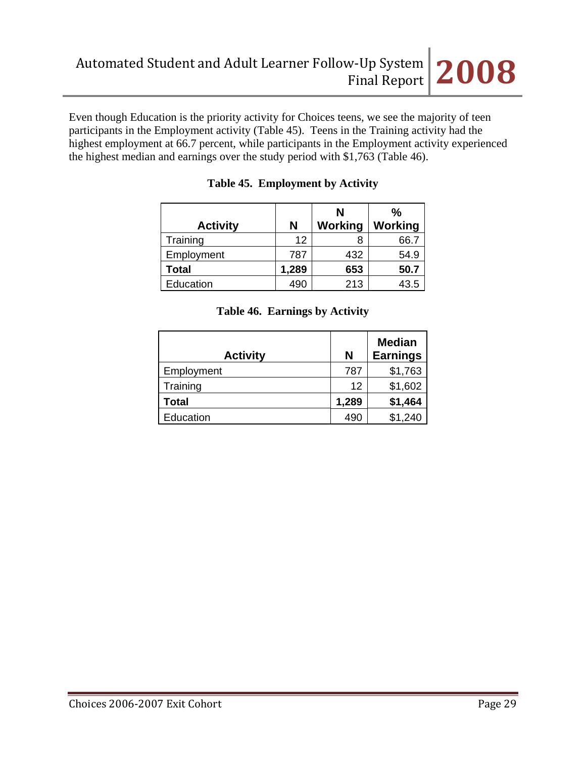Even though Education is the priority activity for Choices teens, we see the majority of teen participants in the Employment activity (Table 45). Teens in the Training activity had the highest employment at 66.7 percent, while participants in the Employment activity experienced the highest median and earnings over the study period with $1,763 (Table 46).

**Table 45. Employment by Activity**

| Activity | N | N Working | % Working |
|---|---|---|---|
| Training | 12 | 8 | 66.7 |
| Employment | 787 | 432 | 54.9 |
| **Total** | **1,289** | **653** | **50.7** |
| Education | 490 | 213 | 43.5 |

**Table 46. Earnings by Activity**

| Activity | N | Median Earnings |
|---|---|---|
| Employment | 787 | $1,763 |
| Training | 12 | $1,602 |
| **Total** | **1,289** | **$1,464** |
| Education | 490 | $1,240 |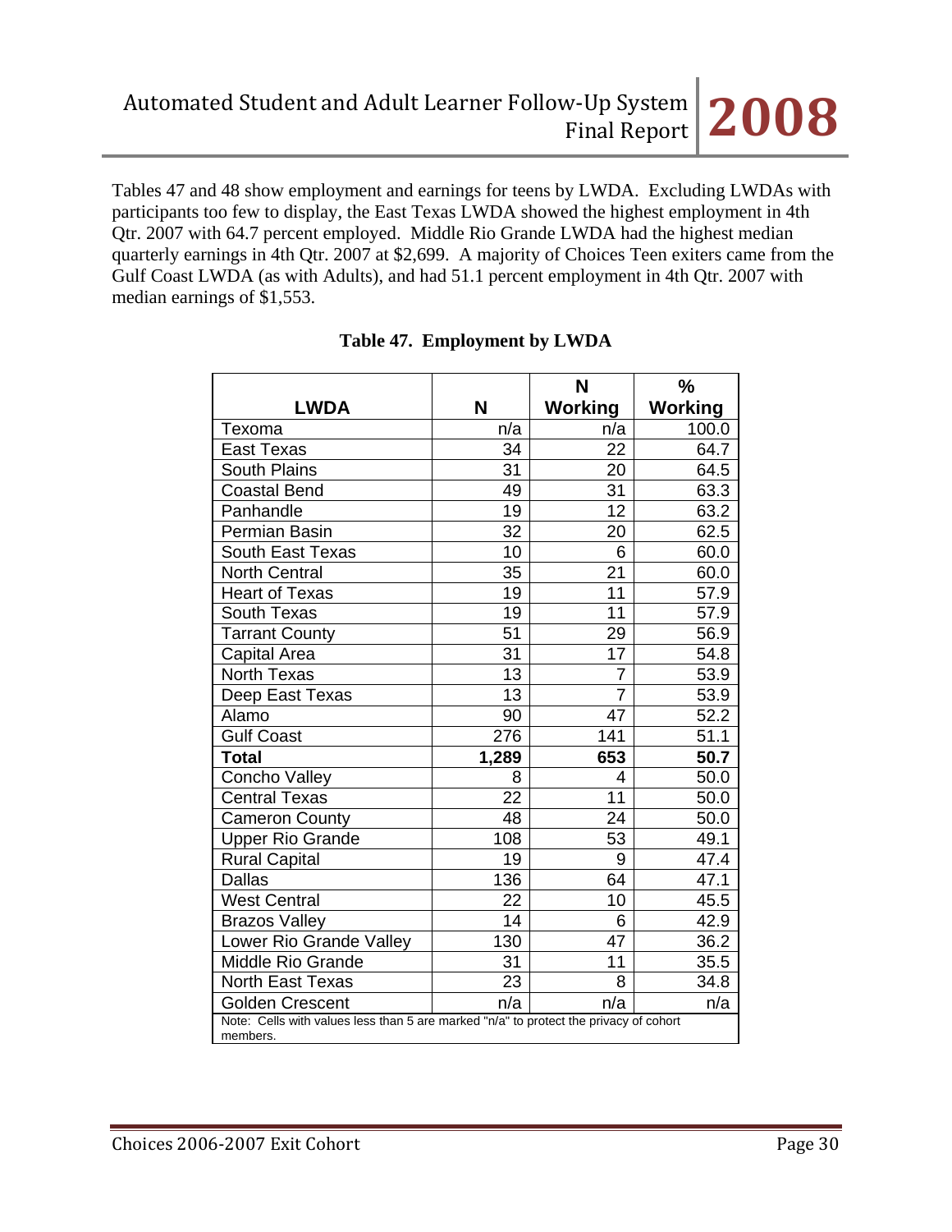Tables 47 and 48 show employment and earnings for teens by LWDA. Excluding LWDAs with participants too few to display, the East Texas LWDA showed the highest employment in 4th Qtr. 2007 with 64.7 percent employed. Middle Rio Grande LWDA had the highest median quarterly earnings in 4th Qtr. 2007 at $2,699. A majority of Choices Teen exiters came from the Gulf Coast LWDA (as with Adults), and had 51.1 percent employment in 4th Qtr. 2007 with median earnings of $1,553.

**Table 47. Employment by LWDA**

| LWDA | N | N Working | % Working |
|---|---|---|---|
| Texoma | n/a | n/a | 100.0 |
| East Texas | 34 | 22 | 64.7 |
| South Plains | 31 | 20 | 64.5 |
| Coastal Bend | 49 | 31 | 63.3 |
| Panhandle | 19 | 12 | 63.2 |
| Permian Basin | 32 | 20 | 62.5 |
| South East Texas | 10 | 6 | 60.0 |
| North Central | 35 | 21 | 60.0 |
| Heart of Texas | 19 | 11 | 57.9 |
| South Texas | 19 | 11 | 57.9 |
| Tarrant County | 51 | 29 | 56.9 |
| Capital Area | 31 | 17 | 54.8 |
| North Texas | 13 | 7 | 53.9 |
| Deep East Texas | 13 | 7 | 53.9 |
| Alamo | 90 | 47 | 52.2 |
| Gulf Coast | 276 | 141 | 51.1 |
| **Total** | **1,289** | **653** | **50.7** |
| Concho Valley | 8 | 4 | 50.0 |
| Central Texas | 22 | 11 | 50.0 |
| Cameron County | 48 | 24 | 50.0 |
| Upper Rio Grande | 108 | 53 | 49.1 |
| Rural Capital | 19 | 9 | 47.4 |
| Dallas | 136 | 64 | 47.1 |
| West Central | 22 | 10 | 45.5 |
| Brazos Valley | 14 | 6 | 42.9 |
| Lower Rio Grande Valley | 130 | 47 | 36.2 |
| Middle Rio Grande | 31 | 11 | 35.5 |
| North East Texas | 23 | 8 | 34.8 |
| Golden Crescent | n/a | n/a | n/a |

Note: Cells with values less than 5 are marked "n/a" to protect the privacy of cohort members.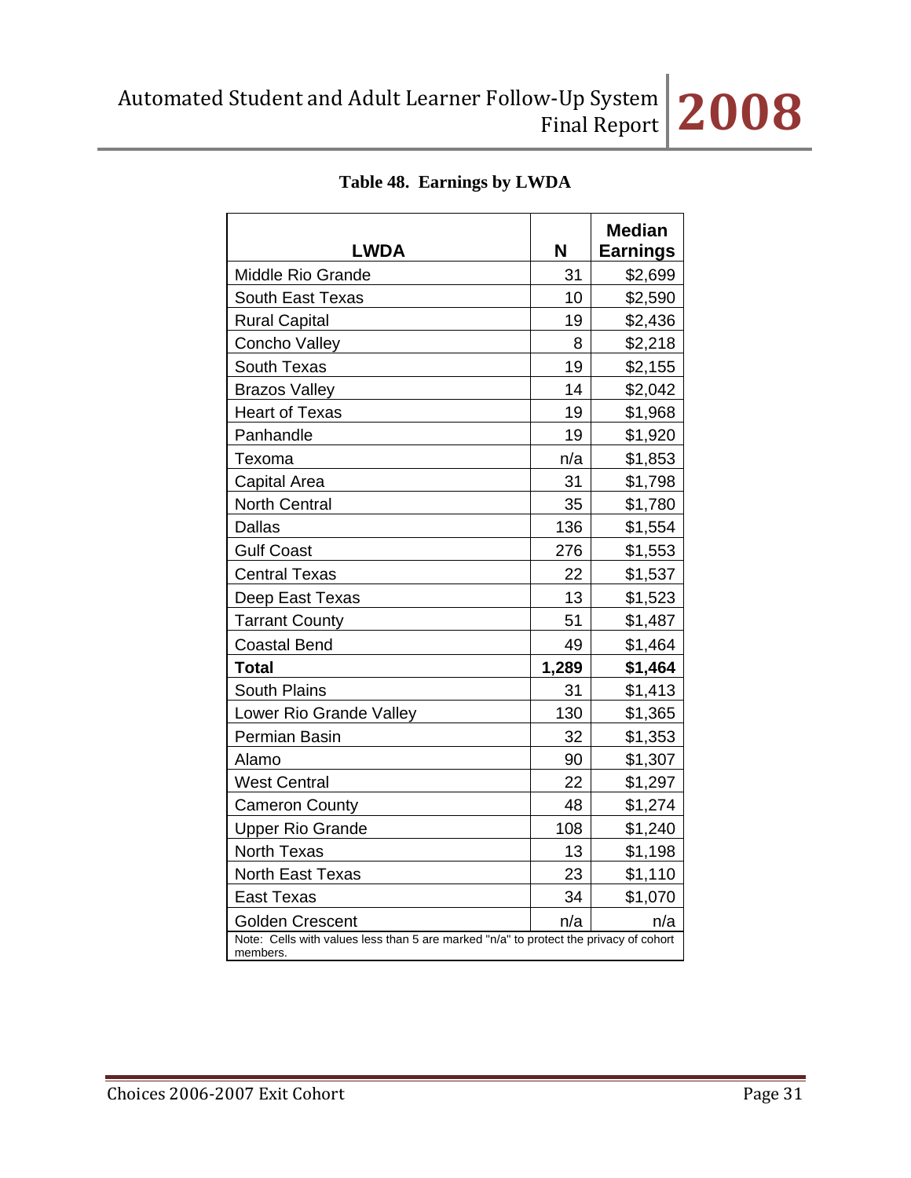**Table 48. Earnings by LWDA**

| LWDA | N | Median Earnings |
|---|---|---|
| Middle Rio Grande | 31 | $2,699 |
| South East Texas | 10 | $2,590 |
| Rural Capital | 19 | $2,436 |
| Concho Valley | 8 | $2,218 |
| South Texas | 19 | $2,155 |
| Brazos Valley | 14 | $2,042 |
| Heart of Texas | 19 | $1,968 |
| Panhandle | 19 | $1,920 |
| Texoma | n/a | $1,853 |
| Capital Area | 31 | $1,798 |
| North Central | 35 | $1,780 |
| Dallas | 136 | $1,554 |
| Gulf Coast | 276 | $1,553 |
| Central Texas | 22 | $1,537 |
| Deep East Texas | 13 | $1,523 |
| Tarrant County | 51 | $1,487 |
| Coastal Bend | 49 | $1,464 |
| **Total** | **1,289** | **$1,464** |
| South Plains | 31 | $1,413 |
| Lower Rio Grande Valley | 130 | $1,365 |
| Permian Basin | 32 | $1,353 |
| Alamo | 90 | $1,307 |
| West Central | 22 | $1,297 |
| Cameron County | 48 | $1,274 |
| Upper Rio Grande | 108 | $1,240 |
| North Texas | 13 | $1,198 |
| North East Texas | 23 | $1,110 |
| East Texas | 34 | $1,070 |
| Golden Crescent | n/a | n/a |

Note: Cells with values less than 5 are marked "n/a" to protect the privacy of cohort members.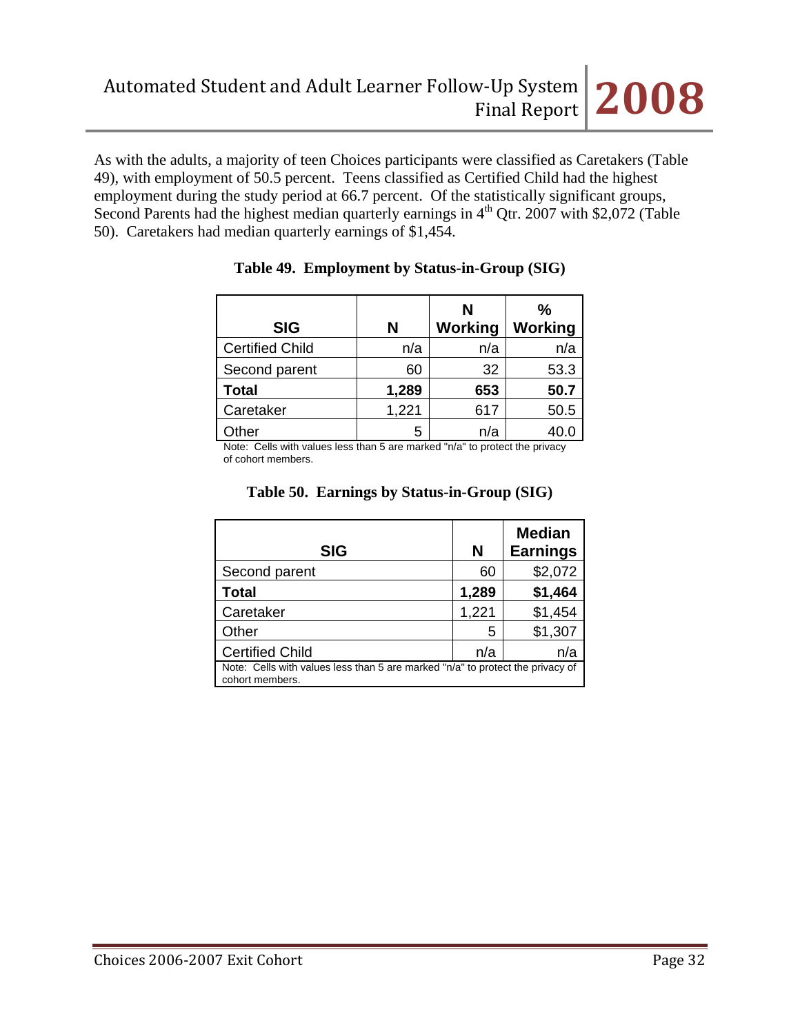As with the adults, a majority of teen Choices participants were classified as Caretakers (Table 49), with employment of 50.5 percent. Teens classified as Certified Child had the highest employment during the study period at 66.7 percent. Of the statistically significant groups, Second Parents had the highest median quarterly earnings in 4th Qtr. 2007 with $2,072 (Table 50). Caretakers had median quarterly earnings of $1,454.

**Table 49. Employment by Status-in-Group (SIG)**

| SIG | N | N Working | % Working |
|---|---|---|---|
| Certified Child | n/a | n/a | n/a |
| Second parent | 60 | 32 | 53.3 |
| **Total** | **1,289** | **653** | **50.7** |
| Caretaker | 1,221 | 617 | 50.5 |
| Other | 5 | n/a | 40.0 |

Note: Cells with values less than 5 are marked "n/a" to protect the privacy of cohort members.

**Table 50. Earnings by Status-in-Group (SIG)**

| SIG | N | Median Earnings |
|---|---|---|
| Second parent | 60 | $2,072 |
| **Total** | **1,289** | **$1,464** |
| Caretaker | 1,221 | $1,454 |
| Other | 5 | $1,307 |
| Certified Child | n/a | n/a |

Note: Cells with values less than 5 are marked "n/a" to protect the privacy of cohort members.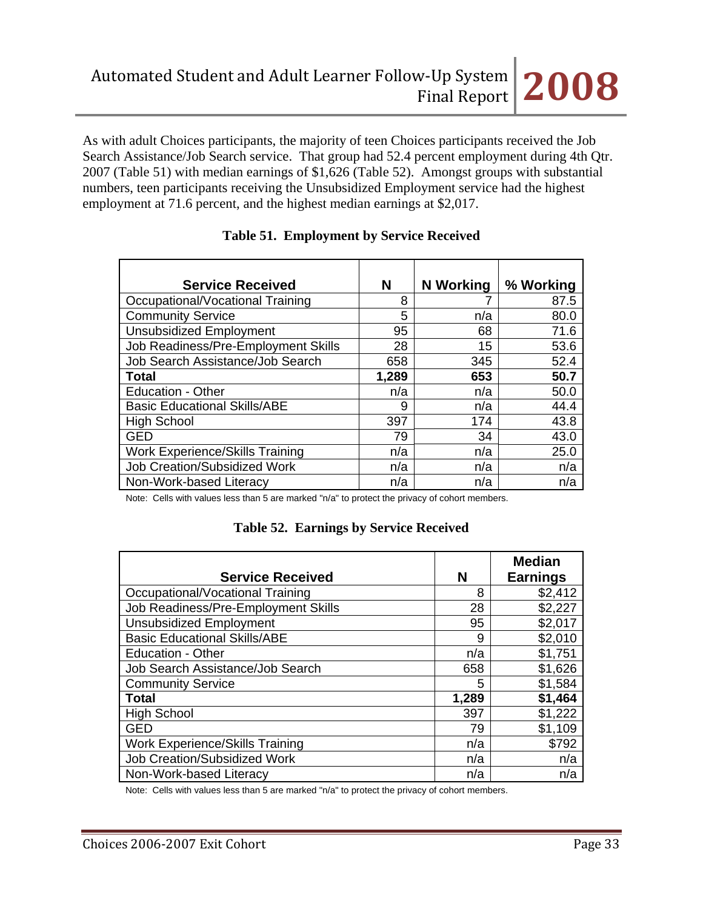As with adult Choices participants, the majority of teen Choices participants received the Job Search Assistance/Job Search service. That group had 52.4 percent employment during 4th Qtr. 2007 (Table 51) with median earnings of $1,626 (Table 52). Amongst groups with substantial numbers, teen participants receiving the Unsubsidized Employment service had the highest employment at 71.6 percent, and the highest median earnings at $2,017.

**Table 51. Employment by Service Received**

| Service Received | N | N Working | % Working |
|---|---|---|---|
| Occupational/Vocational Training | 8 | 7 | 87.5 |
| Community Service | 5 | n/a | 80.0 |
| Unsubsidized Employment | 95 | 68 | 71.6 |
| Job Readiness/Pre-Employment Skills | 28 | 15 | 53.6 |
| Job Search Assistance/Job Search | 658 | 345 | 52.4 |
| **Total** | **1,289** | **653** | **50.7** |
| Education - Other | n/a | n/a | 50.0 |
| Basic Educational Skills/ABE | 9 | n/a | 44.4 |
| High School | 397 | 174 | 43.8 |
| GED | 79 | 34 | 43.0 |
| Work Experience/Skills Training | n/a | n/a | 25.0 |
| Job Creation/Subsidized Work | n/a | n/a | n/a |
| Non-Work-based Literacy | n/a | n/a | n/a |

Note: Cells with values less than 5 are marked "n/a" to protect the privacy of cohort members.

**Table 52. Earnings by Service Received**

| Service Received | N | Median Earnings |
|---|---|---|
| Occupational/Vocational Training | 8 | $2,412 |
| Job Readiness/Pre-Employment Skills | 28 | $2,227 |
| Unsubsidized Employment | 95 | $2,017 |
| Basic Educational Skills/ABE | 9 | $2,010 |
| Education - Other | n/a | $1,751 |
| Job Search Assistance/Job Search | 658 | $1,626 |
| Community Service | 5 | $1,584 |
| **Total** | **1,289** | **$1,464** |
| High School | 397 | $1,222 |
| GED | 79 | $1,109 |
| Work Experience/Skills Training | n/a | $792 |
| Job Creation/Subsidized Work | n/a | n/a |
| Non-Work-based Literacy | n/a | n/a |

Note: Cells with values less than 5 are marked "n/a" to protect the privacy of cohort members.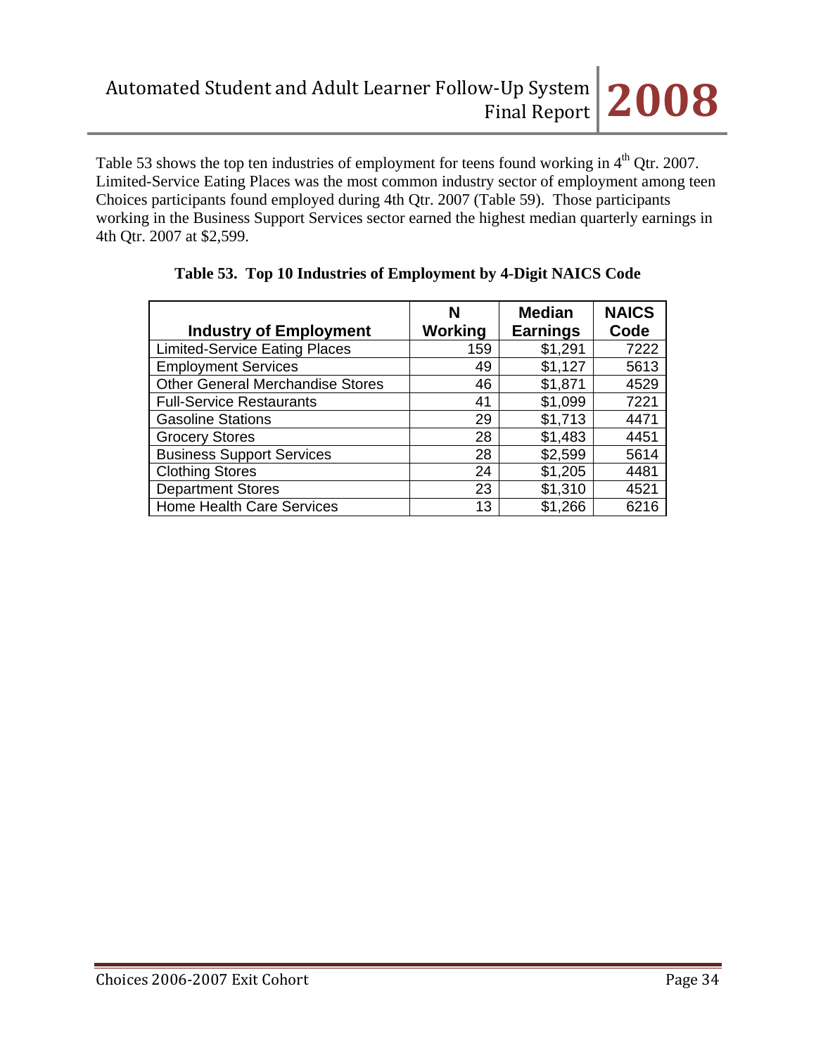Table 53 shows the top ten industries of employment for teens found working in 4th Qtr. 2007. Limited-Service Eating Places was the most common industry sector of employment among teen Choices participants found employed during 4th Qtr. 2007 (Table 59). Those participants working in the Business Support Services sector earned the highest median quarterly earnings in 4th Qtr. 2007 at $2,599.

**Table 53. Top 10 Industries of Employment by 4-Digit NAICS Code**

| Industry of Employment | N Working | Median Earnings | NAICS Code |
|---|---|---|---|
| Limited-Service Eating Places | 159 | $1,291 | 7222 |
| Employment Services | 49 | $1,127 | 5613 |
| Other General Merchandise Stores | 46 | $1,871 | 4529 |
| Full-Service Restaurants | 41 | $1,099 | 7221 |
| Gasoline Stations | 29 | $1,713 | 4471 |
| Grocery Stores | 28 | $1,483 | 4451 |
| Business Support Services | 28 | $2,599 | 5614 |
| Clothing Stores | 24 | $1,205 | 4481 |
| Department Stores | 23 | $1,310 | 4521 |
| Home Health Care Services | 13 | $1,266 | 6216 |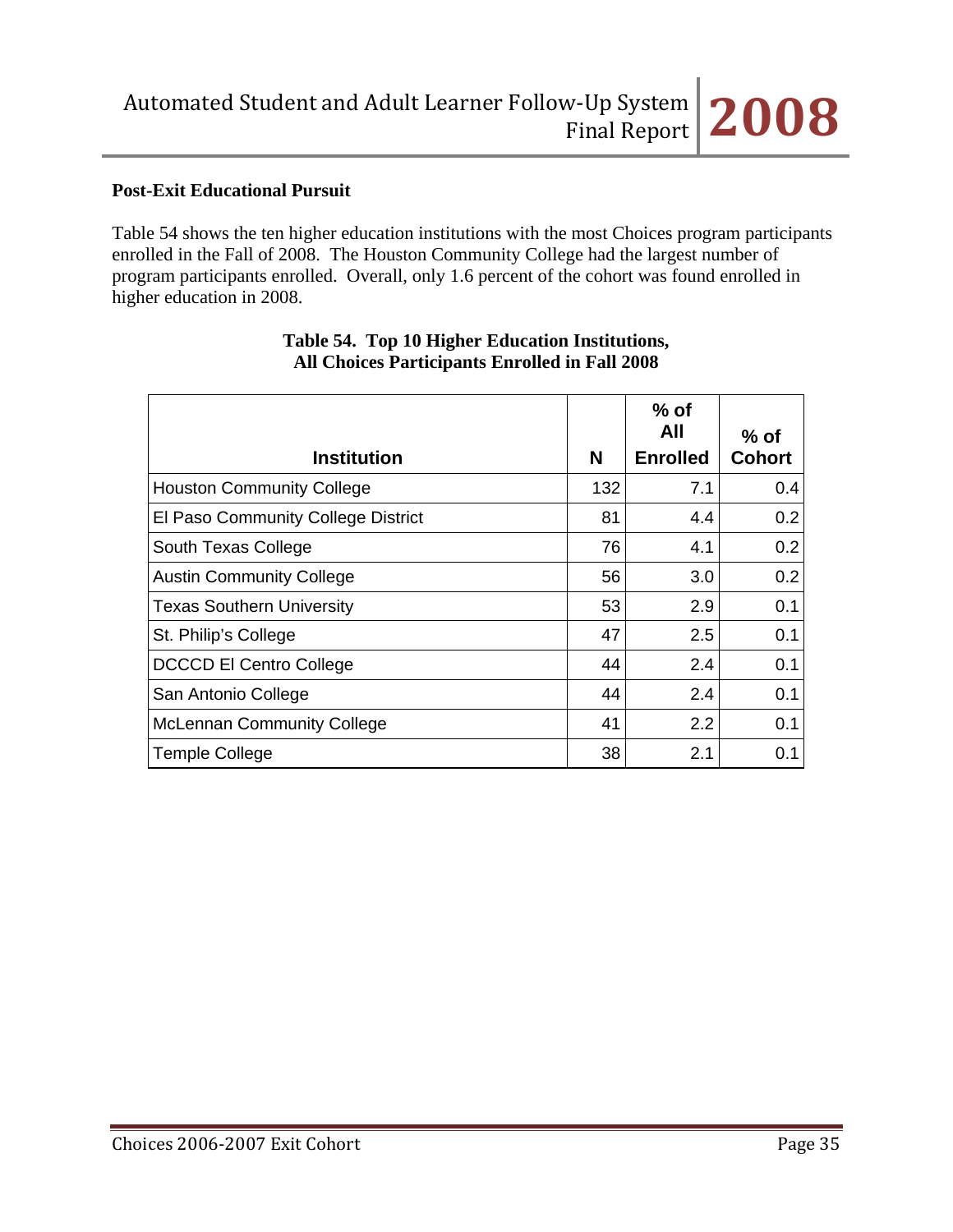**Post-Exit Educational Pursuit**

Table 54 shows the ten higher education institutions with the most Choices program participants enrolled in the Fall of 2008. The Houston Community College had the largest number of program participants enrolled. Overall, only 1.6 percent of the cohort was found enrolled in higher education in 2008.

**Table 54. Top 10 Higher Education Institutions, All Choices Participants Enrolled in Fall 2008**

| Institution | N | % of All Enrolled | % of Cohort |
|---|---|---|---|
| Houston Community College | 132 | 7.1 | 0.4 |
| El Paso Community College District | 81 | 4.4 | 0.2 |
| South Texas College | 76 | 4.1 | 0.2 |
| Austin Community College | 56 | 3.0 | 0.2 |
| Texas Southern University | 53 | 2.9 | 0.1 |
| St. Philip's College | 47 | 2.5 | 0.1 |
| DCCCD El Centro College | 44 | 2.4 | 0.1 |
| San Antonio College | 44 | 2.4 | 0.1 |
| McLennan Community College | 41 | 2.2 | 0.1 |
| Temple College | 38 | 2.1 | 0.1 |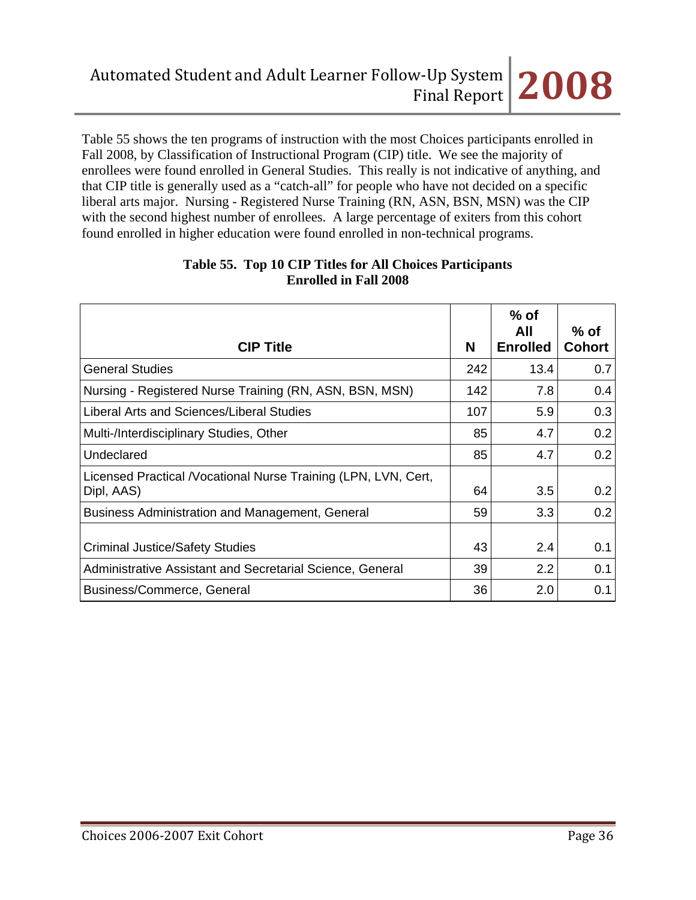Table 55 shows the ten programs of instruction with the most Choices participants enrolled in Fall 2008, by Classification of Instructional Program (CIP) title. We see the majority of enrollees were found enrolled in General Studies. This really is not indicative of anything, and that CIP title is generally used as a "catch-all" for people who have not decided on a specific liberal arts major. Nursing - Registered Nurse Training (RN, ASN, BSN, MSN) was the CIP with the second highest number of enrollees. A large percentage of exiters from this cohort found enrolled in higher education were found enrolled in non-technical programs.

**Table 55. Top 10 CIP Titles for All Choices Participants Enrolled in Fall 2008**

| CIP Title | N | % of All Enrolled | % of Cohort |
|---|---|---|---|
| General Studies | 242 | 13.4 | 0.7 |
| Nursing - Registered Nurse Training (RN, ASN, BSN, MSN) | 142 | 7.8 | 0.4 |
| Liberal Arts and Sciences/Liberal Studies | 107 | 5.9 | 0.3 |
| Multi-/Interdisciplinary Studies, Other | 85 | 4.7 | 0.2 |
| Undeclared | 85 | 4.7 | 0.2 |
| Licensed Practical /Vocational Nurse Training (LPN, LVN, Cert, Dipl, AAS) | 64 | 3.5 | 0.2 |
| Business Administration and Management, General | 59 | 3.3 | 0.2 |
| Criminal Justice/Safety Studies | 43 | 2.4 | 0.1 |
| Administrative Assistant and Secretarial Science, General | 39 | 2.2 | 0.1 |
| Business/Commerce, General | 36 | 2.0 | 0.1 |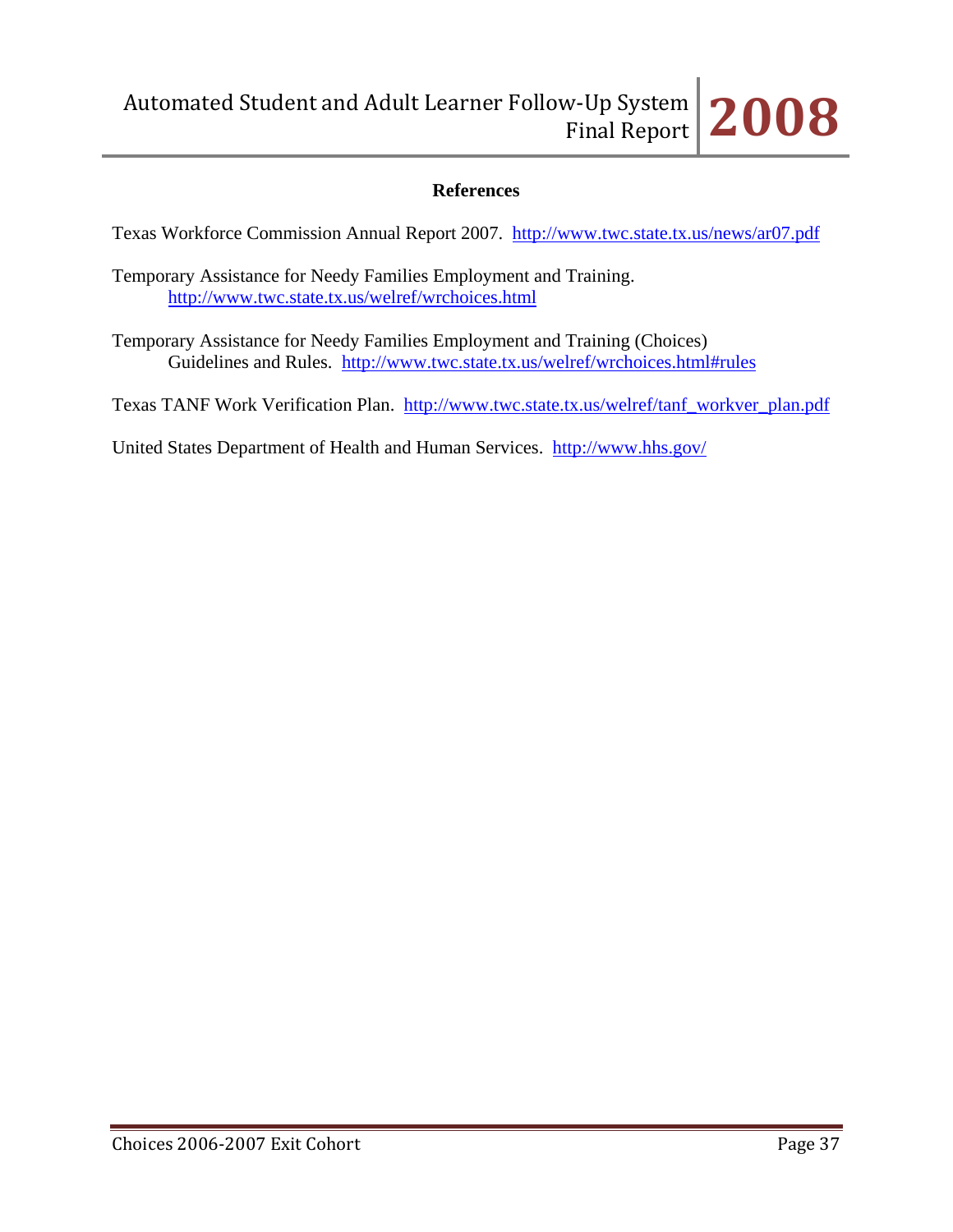## References

Texas Workforce Commission Annual Report 2007. http://www.twc.state.tx.us/news/ar07.pdf

Temporary Assistance for Needy Families Employment and Training.
http://www.twc.state.tx.us/welref/wrchoices.html

Temporary Assistance for Needy Families Employment and Training (Choices) Guidelines and Rules. http://www.twc.state.tx.us/welref/wrchoices.html#rules

Texas TANF Work Verification Plan. http://www.twc.state.tx.us/welref/tanf_workver_plan.pdf

United States Department of Health and Human Services. http://www.hhs.gov/